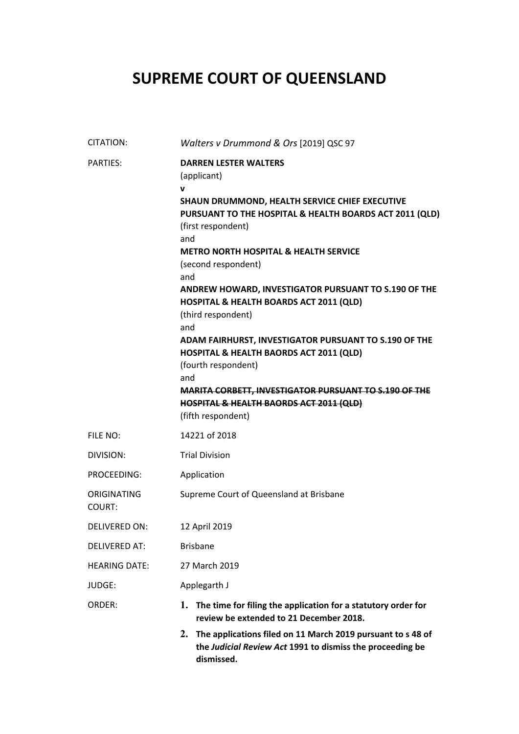# SUPREME COURT OF QUEENSLAND

| | |
|---|---|
| CITATION: | *Walters v Drummond & Ors* [2019] QSC 97 |
| PARTIES: | **DARREN LESTER WALTERS**<br>(applicant)<br>**v**<br>**SHAUN DRUMMOND, HEALTH SERVICE CHIEF EXECUTIVE PURSUANT TO THE HOSPITAL & HEALTH BOARDS ACT 2011 (QLD)**<br>(first respondent)<br>and<br>**METRO NORTH HOSPITAL & HEALTH SERVICE**<br>(second respondent)<br>and<br>**ANDREW HOWARD, INVESTIGATOR PURSUANT TO S.190 OF THE HOSPITAL & HEALTH BOARDS ACT 2011 (QLD)**<br>(third respondent)<br>and<br>**ADAM FAIRHURST, INVESTIGATOR PURSUANT TO S.190 OF THE HOSPITAL & HEALTH BAORDS ACT 2011 (QLD)**<br>(fourth respondent)<br>and<br>~~**MARITA CORBETT, INVESTIGATOR PURSUANT TO S.190 OF THE HOSPITAL & HEALTH BAORDS ACT 2011 (QLD)**~~<br>(fifth respondent) |
| FILE NO: | 14221 of 2018 |
| DIVISION: | Trial Division |
| PROCEEDING: | Application |
| ORIGINATING COURT: | Supreme Court of Queensland at Brisbane |
| DELIVERED ON: | 12 April 2019 |
| DELIVERED AT: | Brisbane |
| HEARING DATE: | 27 March 2019 |
| JUDGE: | Applegarth J |
| ORDER: | **1. The time for filing the application for a statutory order for review be extended to 21 December 2018.**<br>**2. The applications filed on 11 March 2019 pursuant to s 48 of the *Judicial Review Act* 1991 to dismiss the proceeding be dismissed.** |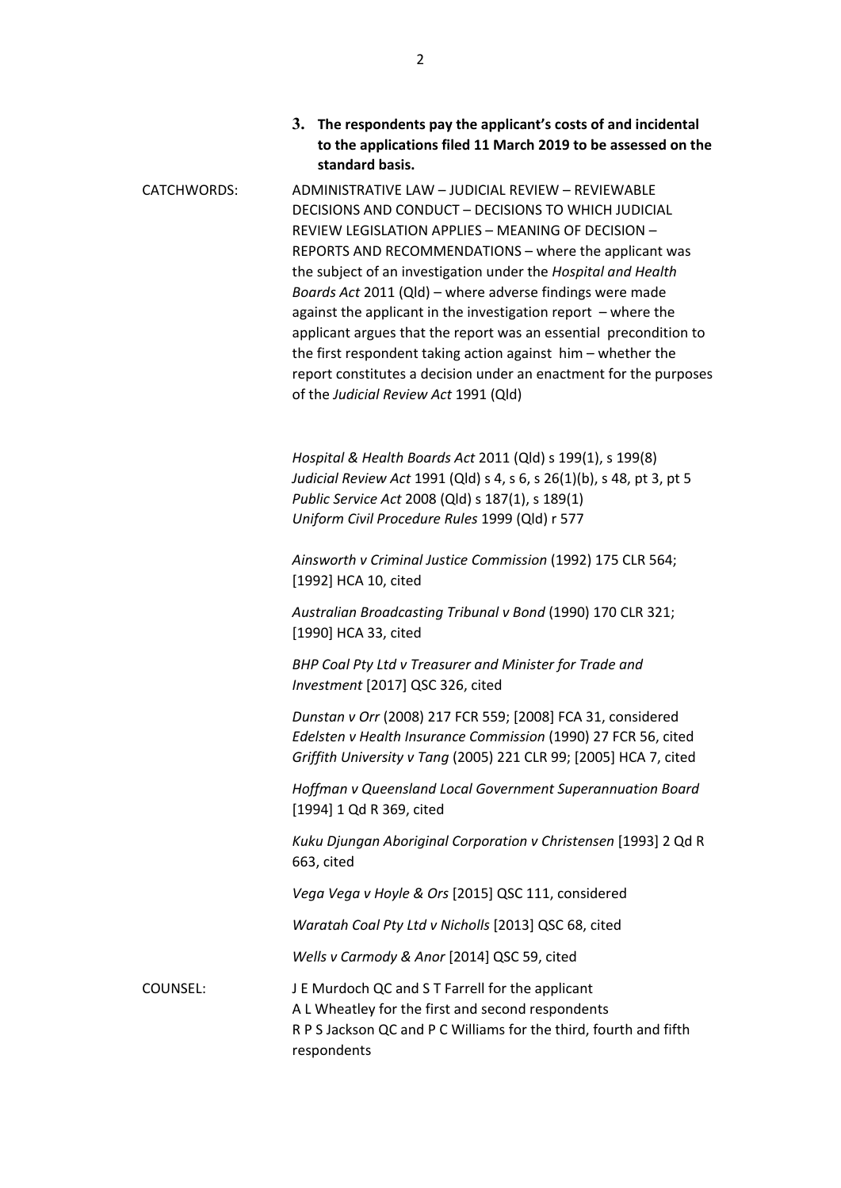3. **The respondents pay the applicant's costs of and incidental to the applications filed 11 March 2019 to be assessed on the standard basis.**

CATCHWORDS: ADMINISTRATIVE LAW – JUDICIAL REVIEW – REVIEWABLE DECISIONS AND CONDUCT – DECISIONS TO WHICH JUDICIAL REVIEW LEGISLATION APPLIES – MEANING OF DECISION – REPORTS AND RECOMMENDATIONS – where the applicant was the subject of an investigation under the *Hospital and Health Boards Act* 2011 (Qld) – where adverse findings were made against the applicant in the investigation report – where the applicant argues that the report was an essential precondition to the first respondent taking action against him – whether the report constitutes a decision under an enactment for the purposes of the *Judicial Review Act* 1991 (Qld)

*Hospital & Health Boards Act* 2011 (Qld) s 199(1), s 199(8)
*Judicial Review Act* 1991 (Qld) s 4, s 6, s 26(1)(b), s 48, pt 3, pt 5
*Public Service Act* 2008 (Qld) s 187(1), s 189(1)
*Uniform Civil Procedure Rules* 1999 (Qld) r 577

*Ainsworth v Criminal Justice Commission* (1992) 175 CLR 564; [1992] HCA 10, cited

*Australian Broadcasting Tribunal v Bond* (1990) 170 CLR 321; [1990] HCA 33, cited

*BHP Coal Pty Ltd v Treasurer and Minister for Trade and Investment* [2017] QSC 326, cited

*Dunstan v Orr* (2008) 217 FCR 559; [2008] FCA 31, considered
*Edelsten v Health Insurance Commission* (1990) 27 FCR 56, cited
*Griffith University v Tang* (2005) 221 CLR 99; [2005] HCA 7, cited

*Hoffman v Queensland Local Government Superannuation Board* [1994] 1 Qd R 369, cited

*Kuku Djungan Aboriginal Corporation v Christensen* [1993] 2 Qd R 663, cited

*Vega Vega v Hoyle & Ors* [2015] QSC 111, considered

*Waratah Coal Pty Ltd v Nicholls* [2013] QSC 68, cited

*Wells v Carmody & Anor* [2014] QSC 59, cited

COUNSEL: J E Murdoch QC and S T Farrell for the applicant
A L Wheatley for the first and second respondents
R P S Jackson QC and P C Williams for the third, fourth and fifth respondents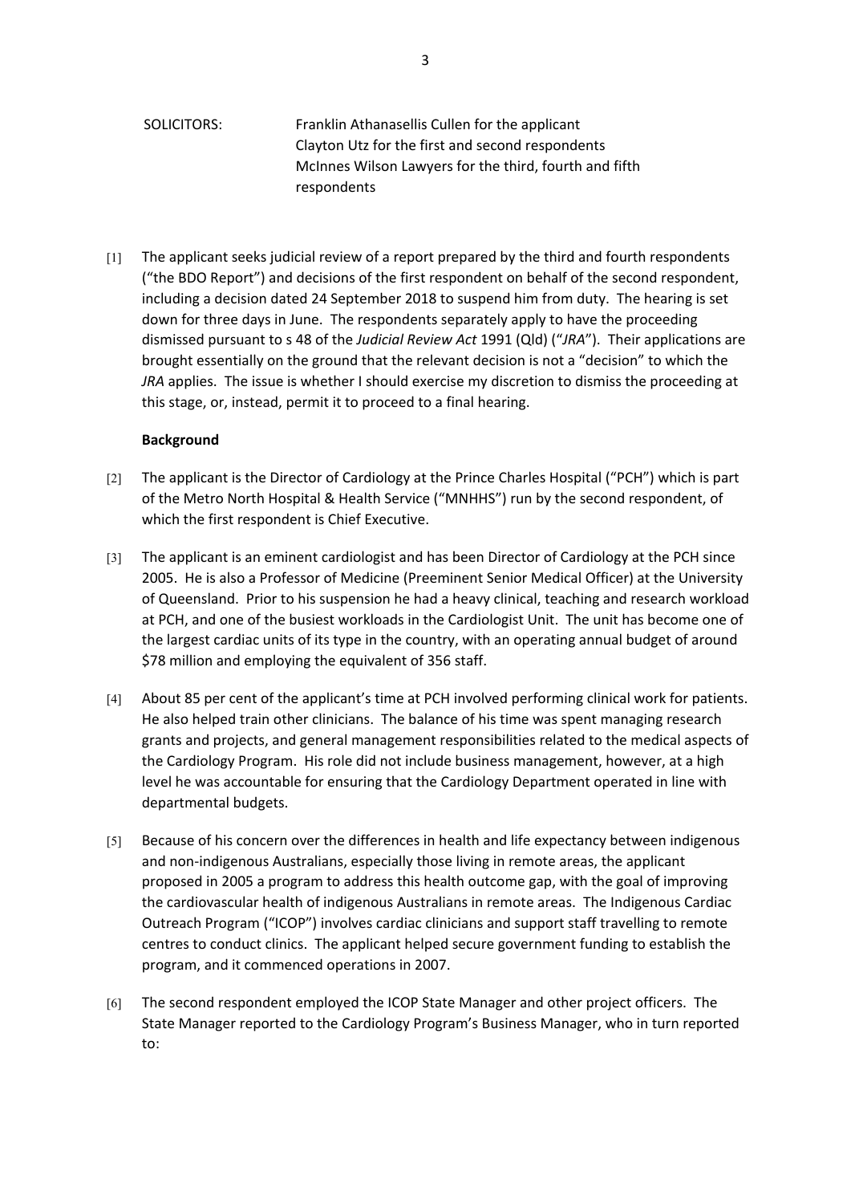| | |
|---|---|
| SOLICITORS: | Franklin Athanasellis Cullen for the applicant<br>Clayton Utz for the first and second respondents<br>McInnes Wilson Lawyers for the third, fourth and fifth respondents |

[1] The applicant seeks judicial review of a report prepared by the third and fourth respondents ("the BDO Report") and decisions of the first respondent on behalf of the second respondent, including a decision dated 24 September 2018 to suspend him from duty. The hearing is set down for three days in June. The respondents separately apply to have the proceeding dismissed pursuant to s 48 of the *Judicial Review Act* 1991 (Qld) ("*JRA*"). Their applications are brought essentially on the ground that the relevant decision is not a "decision" to which the *JRA* applies. The issue is whether I should exercise my discretion to dismiss the proceeding at this stage, or, instead, permit it to proceed to a final hearing.

**Background**

[2] The applicant is the Director of Cardiology at the Prince Charles Hospital ("PCH") which is part of the Metro North Hospital & Health Service ("MNHHS") run by the second respondent, of which the first respondent is Chief Executive.

[3] The applicant is an eminent cardiologist and has been Director of Cardiology at the PCH since 2005. He is also a Professor of Medicine (Preeminent Senior Medical Officer) at the University of Queensland. Prior to his suspension he had a heavy clinical, teaching and research workload at PCH, and one of the busiest workloads in the Cardiologist Unit. The unit has become one of the largest cardiac units of its type in the country, with an operating annual budget of around $78 million and employing the equivalent of 356 staff.

[4] About 85 per cent of the applicant's time at PCH involved performing clinical work for patients. He also helped train other clinicians. The balance of his time was spent managing research grants and projects, and general management responsibilities related to the medical aspects of the Cardiology Program. His role did not include business management, however, at a high level he was accountable for ensuring that the Cardiology Department operated in line with departmental budgets.

[5] Because of his concern over the differences in health and life expectancy between indigenous and non-indigenous Australians, especially those living in remote areas, the applicant proposed in 2005 a program to address this health outcome gap, with the goal of improving the cardiovascular health of indigenous Australians in remote areas. The Indigenous Cardiac Outreach Program ("ICOP") involves cardiac clinicians and support staff travelling to remote centres to conduct clinics. The applicant helped secure government funding to establish the program, and it commenced operations in 2007.

[6] The second respondent employed the ICOP State Manager and other project officers. The State Manager reported to the Cardiology Program's Business Manager, who in turn reported to: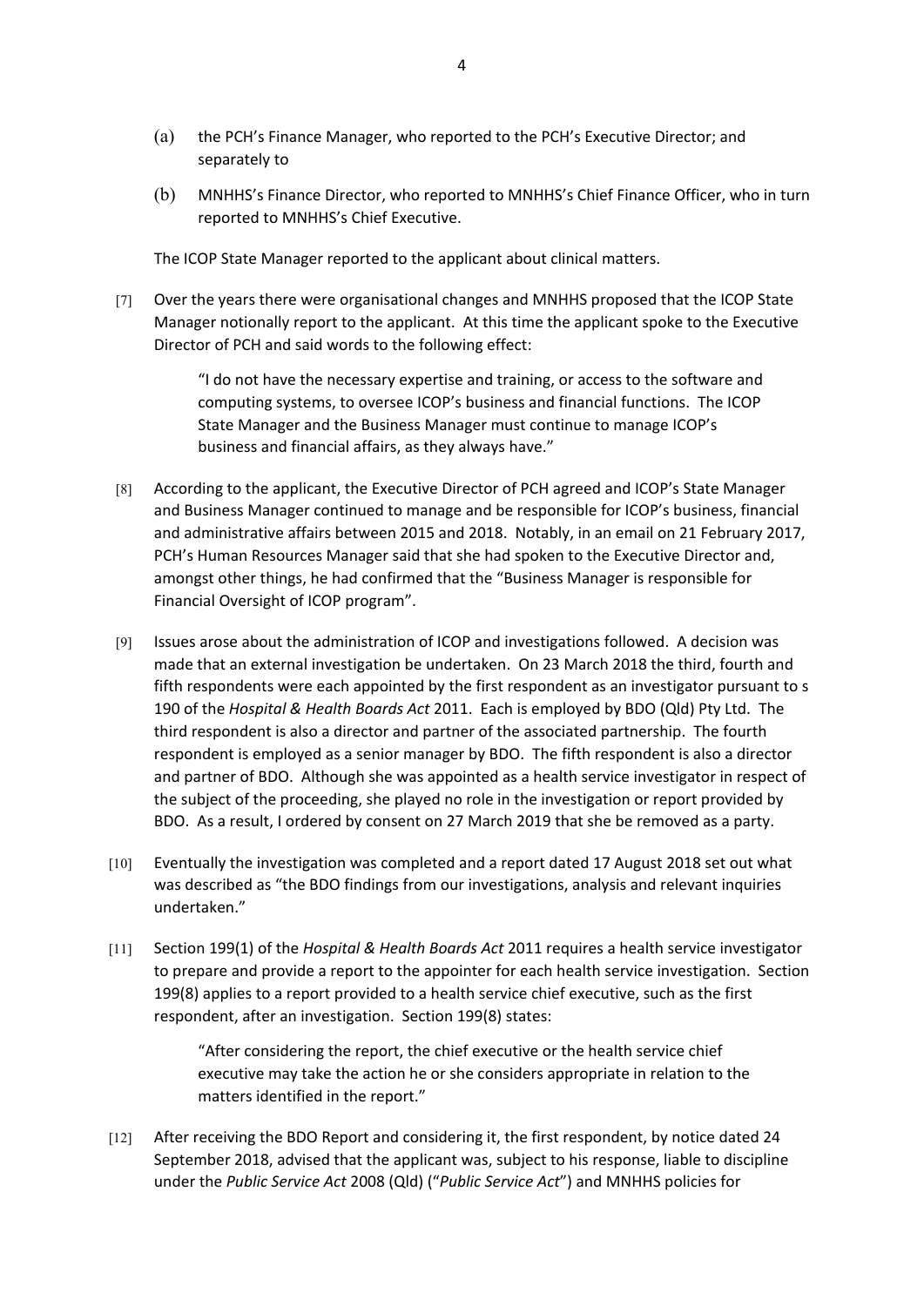(a) the PCH's Finance Manager, who reported to the PCH's Executive Director; and separately to

(b) MNHHS's Finance Director, who reported to MNHHS's Chief Finance Officer, who in turn reported to MNHHS's Chief Executive.

The ICOP State Manager reported to the applicant about clinical matters.

[7] Over the years there were organisational changes and MNHHS proposed that the ICOP State Manager notionally report to the applicant. At this time the applicant spoke to the Executive Director of PCH and said words to the following effect:

> "I do not have the necessary expertise and training, or access to the software and computing systems, to oversee ICOP's business and financial functions. The ICOP State Manager and the Business Manager must continue to manage ICOP's business and financial affairs, as they always have."

[8] According to the applicant, the Executive Director of PCH agreed and ICOP's State Manager and Business Manager continued to manage and be responsible for ICOP's business, financial and administrative affairs between 2015 and 2018. Notably, in an email on 21 February 2017, PCH's Human Resources Manager said that she had spoken to the Executive Director and, amongst other things, he had confirmed that the "Business Manager is responsible for Financial Oversight of ICOP program".

[9] Issues arose about the administration of ICOP and investigations followed. A decision was made that an external investigation be undertaken. On 23 March 2018 the third, fourth and fifth respondents were each appointed by the first respondent as an investigator pursuant to s 190 of the *Hospital & Health Boards Act* 2011. Each is employed by BDO (Qld) Pty Ltd. The third respondent is also a director and partner of the associated partnership. The fourth respondent is employed as a senior manager by BDO. The fifth respondent is also a director and partner of BDO. Although she was appointed as a health service investigator in respect of the subject of the proceeding, she played no role in the investigation or report provided by BDO. As a result, I ordered by consent on 27 March 2019 that she be removed as a party.

[10] Eventually the investigation was completed and a report dated 17 August 2018 set out what was described as "the BDO findings from our investigations, analysis and relevant inquiries undertaken."

[11] Section 199(1) of the *Hospital & Health Boards Act* 2011 requires a health service investigator to prepare and provide a report to the appointer for each health service investigation. Section 199(8) applies to a report provided to a health service chief executive, such as the first respondent, after an investigation. Section 199(8) states:

> "After considering the report, the chief executive or the health service chief executive may take the action he or she considers appropriate in relation to the matters identified in the report."

[12] After receiving the BDO Report and considering it, the first respondent, by notice dated 24 September 2018, advised that the applicant was, subject to his response, liable to discipline under the *Public Service Act* 2008 (Qld) ("*Public Service Act*") and MNHHS policies for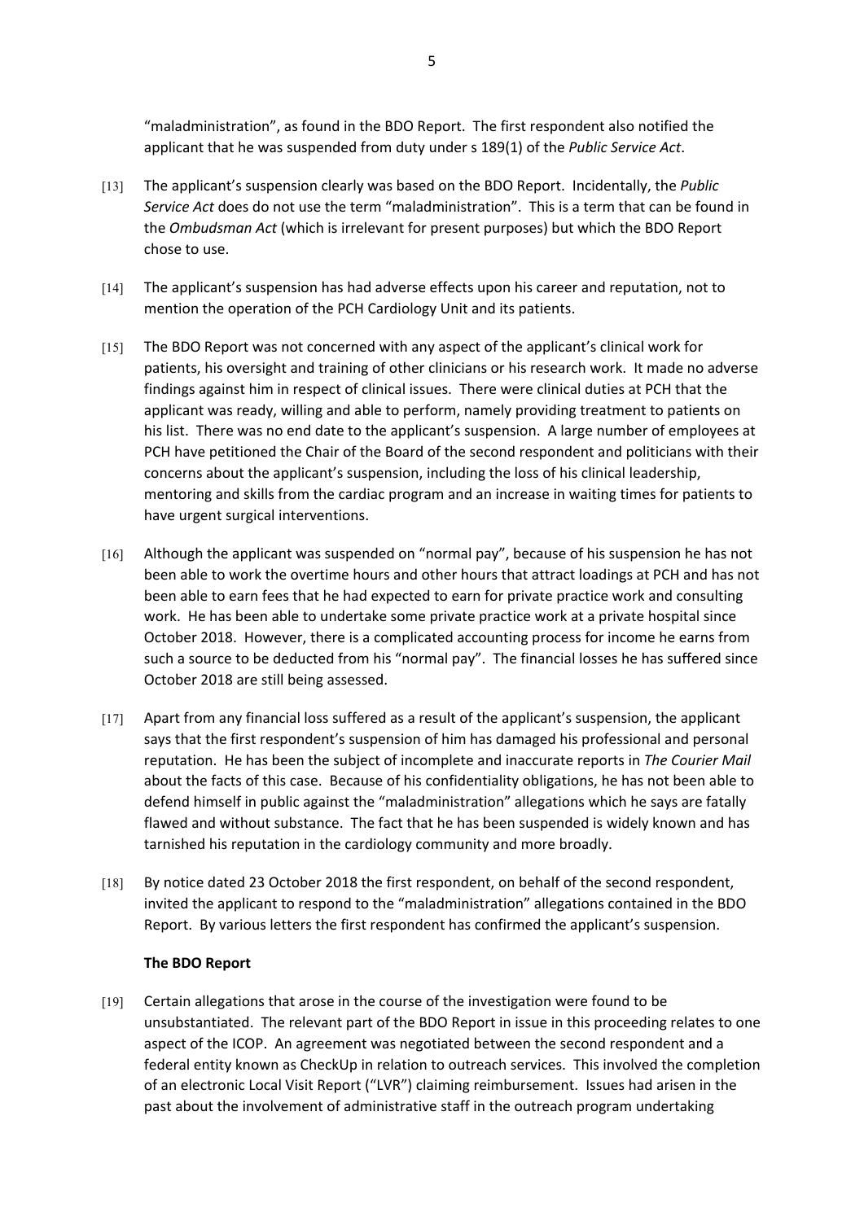"maladministration", as found in the BDO Report. The first respondent also notified the applicant that he was suspended from duty under s 189(1) of the *Public Service Act*.

[13] The applicant's suspension clearly was based on the BDO Report. Incidentally, the *Public Service Act* does do not use the term "maladministration". This is a term that can be found in the *Ombudsman Act* (which is irrelevant for present purposes) but which the BDO Report chose to use.

[14] The applicant's suspension has had adverse effects upon his career and reputation, not to mention the operation of the PCH Cardiology Unit and its patients.

[15] The BDO Report was not concerned with any aspect of the applicant's clinical work for patients, his oversight and training of other clinicians or his research work. It made no adverse findings against him in respect of clinical issues. There were clinical duties at PCH that the applicant was ready, willing and able to perform, namely providing treatment to patients on his list. There was no end date to the applicant's suspension. A large number of employees at PCH have petitioned the Chair of the Board of the second respondent and politicians with their concerns about the applicant's suspension, including the loss of his clinical leadership, mentoring and skills from the cardiac program and an increase in waiting times for patients to have urgent surgical interventions.

[16] Although the applicant was suspended on "normal pay", because of his suspension he has not been able to work the overtime hours and other hours that attract loadings at PCH and has not been able to earn fees that he had expected to earn for private practice work and consulting work. He has been able to undertake some private practice work at a private hospital since October 2018. However, there is a complicated accounting process for income he earns from such a source to be deducted from his "normal pay". The financial losses he has suffered since October 2018 are still being assessed.

[17] Apart from any financial loss suffered as a result of the applicant's suspension, the applicant says that the first respondent's suspension of him has damaged his professional and personal reputation. He has been the subject of incomplete and inaccurate reports in *The Courier Mail* about the facts of this case. Because of his confidentiality obligations, he has not been able to defend himself in public against the "maladministration" allegations which he says are fatally flawed and without substance. The fact that he has been suspended is widely known and has tarnished his reputation in the cardiology community and more broadly.

[18] By notice dated 23 October 2018 the first respondent, on behalf of the second respondent, invited the applicant to respond to the "maladministration" allegations contained in the BDO Report. By various letters the first respondent has confirmed the applicant's suspension.

**The BDO Report**

[19] Certain allegations that arose in the course of the investigation were found to be unsubstantiated. The relevant part of the BDO Report in issue in this proceeding relates to one aspect of the ICOP. An agreement was negotiated between the second respondent and a federal entity known as CheckUp in relation to outreach services. This involved the completion of an electronic Local Visit Report ("LVR") claiming reimbursement. Issues had arisen in the past about the involvement of administrative staff in the outreach program undertaking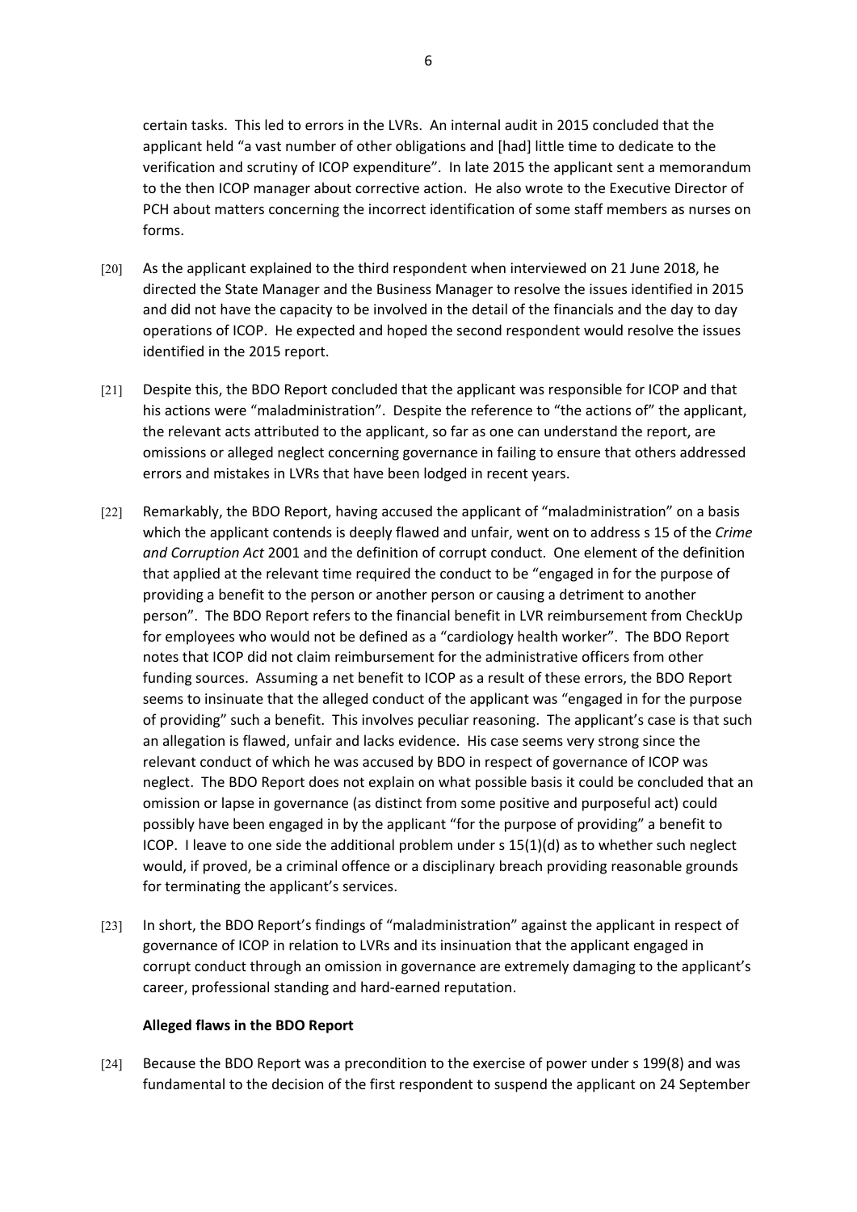certain tasks. This led to errors in the LVRs. An internal audit in 2015 concluded that the applicant held "a vast number of other obligations and [had] little time to dedicate to the verification and scrutiny of ICOP expenditure". In late 2015 the applicant sent a memorandum to the then ICOP manager about corrective action. He also wrote to the Executive Director of PCH about matters concerning the incorrect identification of some staff members as nurses on forms.

[20] As the applicant explained to the third respondent when interviewed on 21 June 2018, he directed the State Manager and the Business Manager to resolve the issues identified in 2015 and did not have the capacity to be involved in the detail of the financials and the day to day operations of ICOP. He expected and hoped the second respondent would resolve the issues identified in the 2015 report.

[21] Despite this, the BDO Report concluded that the applicant was responsible for ICOP and that his actions were "maladministration". Despite the reference to "the actions of" the applicant, the relevant acts attributed to the applicant, so far as one can understand the report, are omissions or alleged neglect concerning governance in failing to ensure that others addressed errors and mistakes in LVRs that have been lodged in recent years.

[22] Remarkably, the BDO Report, having accused the applicant of "maladministration" on a basis which the applicant contends is deeply flawed and unfair, went on to address s 15 of the *Crime and Corruption Act* 2001 and the definition of corrupt conduct. One element of the definition that applied at the relevant time required the conduct to be "engaged in for the purpose of providing a benefit to the person or another person or causing a detriment to another person". The BDO Report refers to the financial benefit in LVR reimbursement from CheckUp for employees who would not be defined as a "cardiology health worker". The BDO Report notes that ICOP did not claim reimbursement for the administrative officers from other funding sources. Assuming a net benefit to ICOP as a result of these errors, the BDO Report seems to insinuate that the alleged conduct of the applicant was "engaged in for the purpose of providing" such a benefit. This involves peculiar reasoning. The applicant's case is that such an allegation is flawed, unfair and lacks evidence. His case seems very strong since the relevant conduct of which he was accused by BDO in respect of governance of ICOP was neglect. The BDO Report does not explain on what possible basis it could be concluded that an omission or lapse in governance (as distinct from some positive and purposeful act) could possibly have been engaged in by the applicant "for the purpose of providing" a benefit to ICOP. I leave to one side the additional problem under s 15(1)(d) as to whether such neglect would, if proved, be a criminal offence or a disciplinary breach providing reasonable grounds for terminating the applicant's services.

[23] In short, the BDO Report's findings of "maladministration" against the applicant in respect of governance of ICOP in relation to LVRs and its insinuation that the applicant engaged in corrupt conduct through an omission in governance are extremely damaging to the applicant's career, professional standing and hard-earned reputation.

**Alleged flaws in the BDO Report**

[24] Because the BDO Report was a precondition to the exercise of power under s 199(8) and was fundamental to the decision of the first respondent to suspend the applicant on 24 September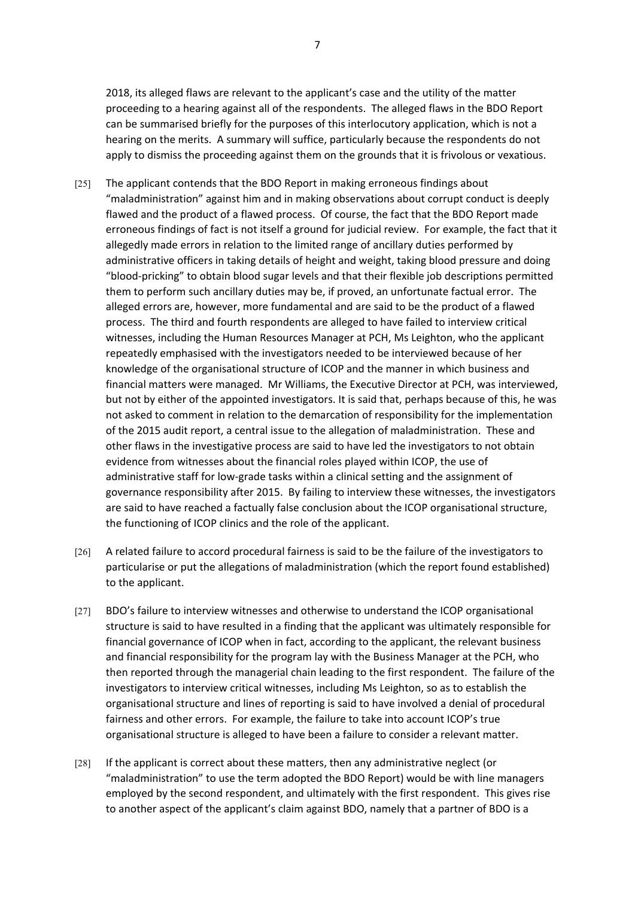2018, its alleged flaws are relevant to the applicant's case and the utility of the matter proceeding to a hearing against all of the respondents. The alleged flaws in the BDO Report can be summarised briefly for the purposes of this interlocutory application, which is not a hearing on the merits. A summary will suffice, particularly because the respondents do not apply to dismiss the proceeding against them on the grounds that it is frivolous or vexatious.

[25] The applicant contends that the BDO Report in making erroneous findings about "maladministration" against him and in making observations about corrupt conduct is deeply flawed and the product of a flawed process. Of course, the fact that the BDO Report made erroneous findings of fact is not itself a ground for judicial review. For example, the fact that it allegedly made errors in relation to the limited range of ancillary duties performed by administrative officers in taking details of height and weight, taking blood pressure and doing "blood-pricking" to obtain blood sugar levels and that their flexible job descriptions permitted them to perform such ancillary duties may be, if proved, an unfortunate factual error. The alleged errors are, however, more fundamental and are said to be the product of a flawed process. The third and fourth respondents are alleged to have failed to interview critical witnesses, including the Human Resources Manager at PCH, Ms Leighton, who the applicant repeatedly emphasised with the investigators needed to be interviewed because of her knowledge of the organisational structure of ICOP and the manner in which business and financial matters were managed. Mr Williams, the Executive Director at PCH, was interviewed, but not by either of the appointed investigators. It is said that, perhaps because of this, he was not asked to comment in relation to the demarcation of responsibility for the implementation of the 2015 audit report, a central issue to the allegation of maladministration. These and other flaws in the investigative process are said to have led the investigators to not obtain evidence from witnesses about the financial roles played within ICOP, the use of administrative staff for low-grade tasks within a clinical setting and the assignment of governance responsibility after 2015. By failing to interview these witnesses, the investigators are said to have reached a factually false conclusion about the ICOP organisational structure, the functioning of ICOP clinics and the role of the applicant.

[26] A related failure to accord procedural fairness is said to be the failure of the investigators to particularise or put the allegations of maladministration (which the report found established) to the applicant.

[27] BDO's failure to interview witnesses and otherwise to understand the ICOP organisational structure is said to have resulted in a finding that the applicant was ultimately responsible for financial governance of ICOP when in fact, according to the applicant, the relevant business and financial responsibility for the program lay with the Business Manager at the PCH, who then reported through the managerial chain leading to the first respondent. The failure of the investigators to interview critical witnesses, including Ms Leighton, so as to establish the organisational structure and lines of reporting is said to have involved a denial of procedural fairness and other errors. For example, the failure to take into account ICOP's true organisational structure is alleged to have been a failure to consider a relevant matter.

[28] If the applicant is correct about these matters, then any administrative neglect (or "maladministration" to use the term adopted the BDO Report) would be with line managers employed by the second respondent, and ultimately with the first respondent. This gives rise to another aspect of the applicant's claim against BDO, namely that a partner of BDO is a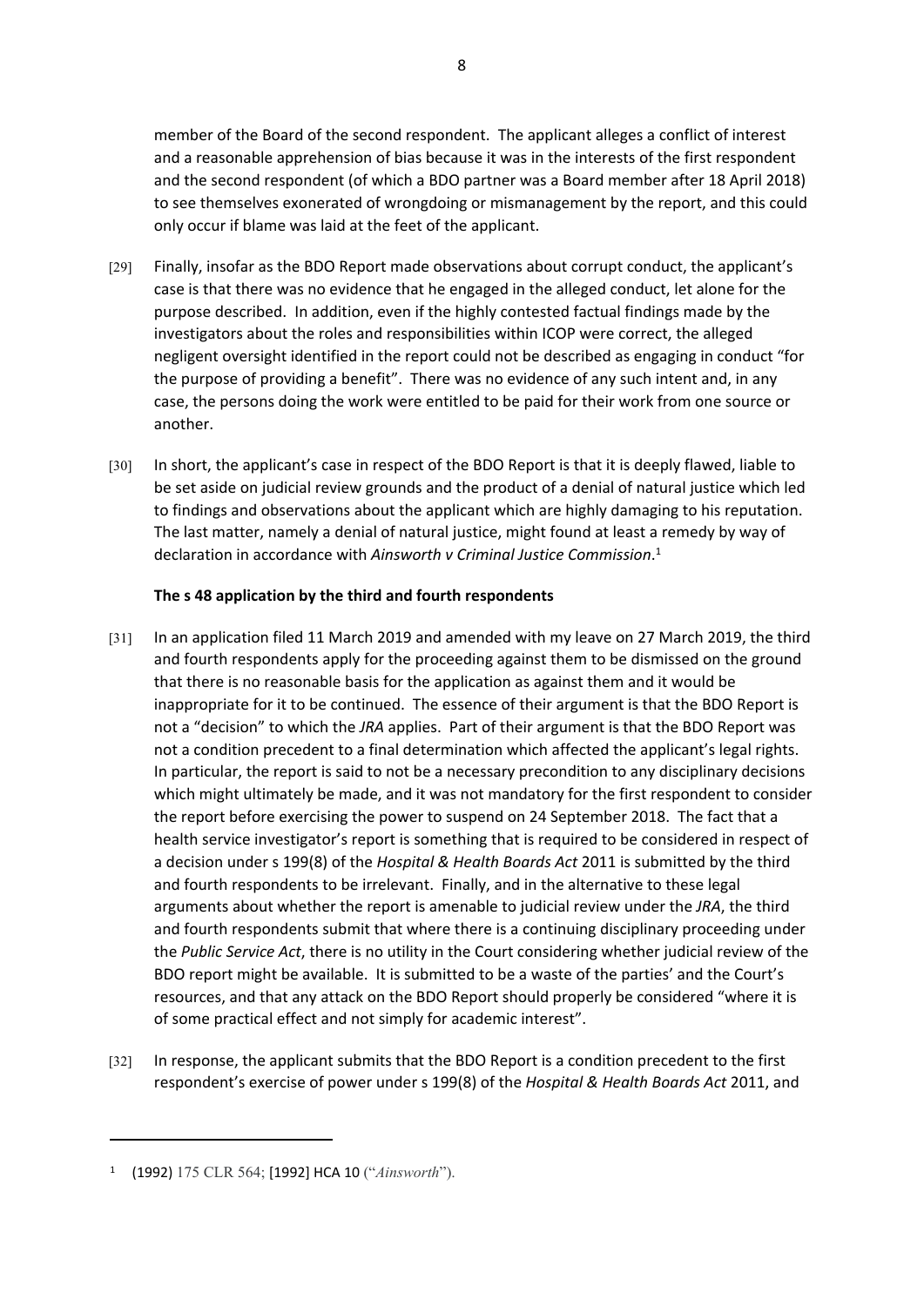member of the Board of the second respondent. The applicant alleges a conflict of interest and a reasonable apprehension of bias because it was in the interests of the first respondent and the second respondent (of which a BDO partner was a Board member after 18 April 2018) to see themselves exonerated of wrongdoing or mismanagement by the report, and this could only occur if blame was laid at the feet of the applicant.

[29] Finally, insofar as the BDO Report made observations about corrupt conduct, the applicant's case is that there was no evidence that he engaged in the alleged conduct, let alone for the purpose described. In addition, even if the highly contested factual findings made by the investigators about the roles and responsibilities within ICOP were correct, the alleged negligent oversight identified in the report could not be described as engaging in conduct "for the purpose of providing a benefit". There was no evidence of any such intent and, in any case, the persons doing the work were entitled to be paid for their work from one source or another.

[30] In short, the applicant's case in respect of the BDO Report is that it is deeply flawed, liable to be set aside on judicial review grounds and the product of a denial of natural justice which led to findings and observations about the applicant which are highly damaging to his reputation. The last matter, namely a denial of natural justice, might found at least a remedy by way of declaration in accordance with *Ainsworth v Criminal Justice Commission*.[1]

**The s 48 application by the third and fourth respondents**

[31] In an application filed 11 March 2019 and amended with my leave on 27 March 2019, the third and fourth respondents apply for the proceeding against them to be dismissed on the ground that there is no reasonable basis for the application as against them and it would be inappropriate for it to be continued. The essence of their argument is that the BDO Report is not a "decision" to which the *JRA* applies. Part of their argument is that the BDO Report was not a condition precedent to a final determination which affected the applicant's legal rights. In particular, the report is said to not be a necessary precondition to any disciplinary decisions which might ultimately be made, and it was not mandatory for the first respondent to consider the report before exercising the power to suspend on 24 September 2018. The fact that a health service investigator's report is something that is required to be considered in respect of a decision under s 199(8) of the *Hospital & Health Boards Act* 2011 is submitted by the third and fourth respondents to be irrelevant. Finally, and in the alternative to these legal arguments about whether the report is amenable to judicial review under the *JRA*, the third and fourth respondents submit that where there is a continuing disciplinary proceeding under the *Public Service Act*, there is no utility in the Court considering whether judicial review of the BDO report might be available. It is submitted to be a waste of the parties' and the Court's resources, and that any attack on the BDO Report should properly be considered "where it is of some practical effect and not simply for academic interest".

[32] In response, the applicant submits that the BDO Report is a condition precedent to the first respondent's exercise of power under s 199(8) of the *Hospital & Health Boards Act* 2011, and

[1] (1992) 175 CLR 564; [1992] HCA 10 ("*Ainsworth*").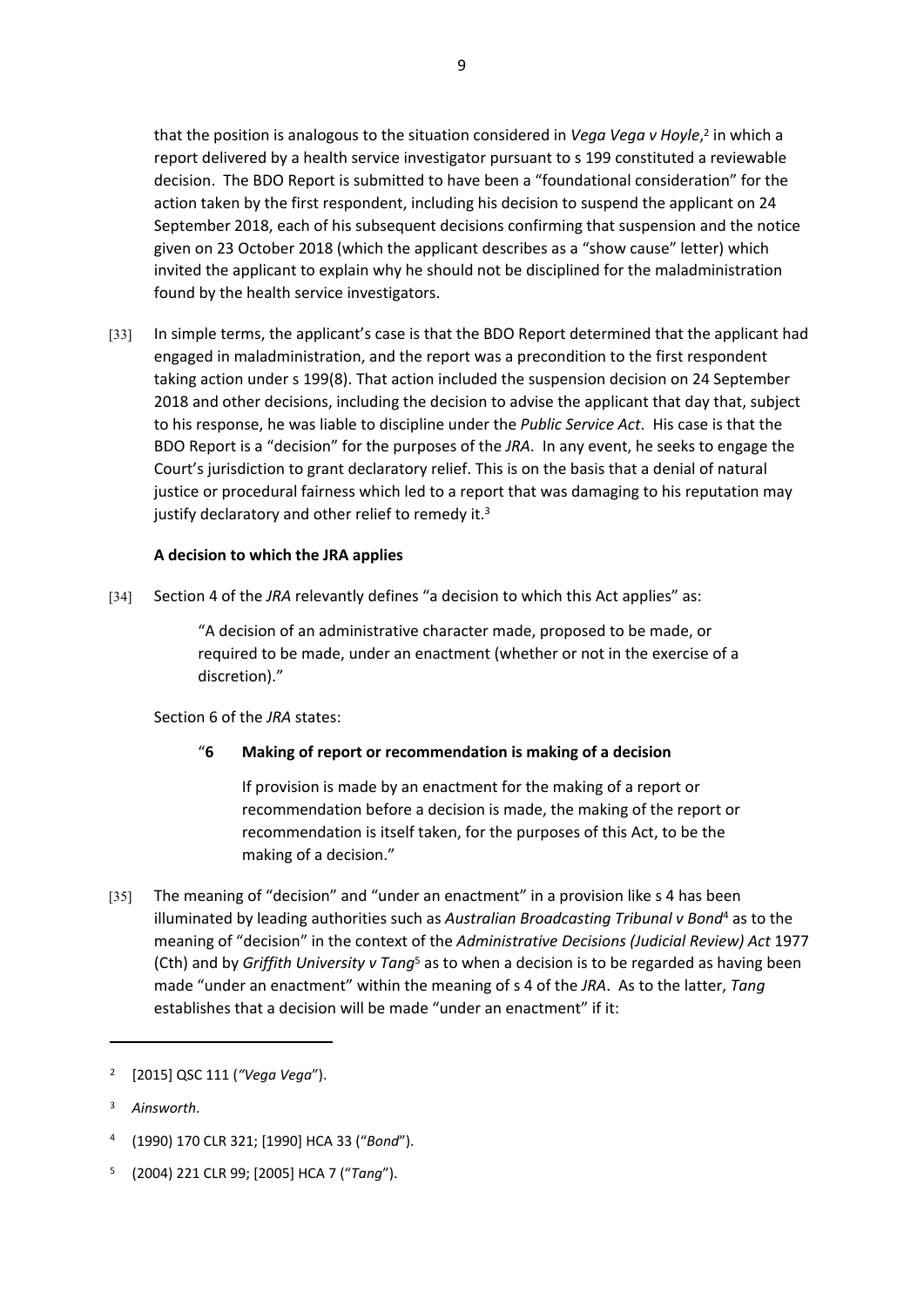that the position is analogous to the situation considered in *Vega Vega v Hoyle*,[2] in which a report delivered by a health service investigator pursuant to s 199 constituted a reviewable decision. The BDO Report is submitted to have been a "foundational consideration" for the action taken by the first respondent, including his decision to suspend the applicant on 24 September 2018, each of his subsequent decisions confirming that suspension and the notice given on 23 October 2018 (which the applicant describes as a "show cause" letter) which invited the applicant to explain why he should not be disciplined for the maladministration found by the health service investigators.

[33] In simple terms, the applicant's case is that the BDO Report determined that the applicant had engaged in maladministration, and the report was a precondition to the first respondent taking action under s 199(8). That action included the suspension decision on 24 September 2018 and other decisions, including the decision to advise the applicant that day that, subject to his response, he was liable to discipline under the *Public Service Act*. His case is that the BDO Report is a "decision" for the purposes of the *JRA*. In any event, he seeks to engage the Court's jurisdiction to grant declaratory relief. This is on the basis that a denial of natural justice or procedural fairness which led to a report that was damaging to his reputation may justify declaratory and other relief to remedy it.[3]

**A decision to which the JRA applies**

[34] Section 4 of the *JRA* relevantly defines "a decision to which this Act applies" as:

> "A decision of an administrative character made, proposed to be made, or required to be made, under an enactment (whether or not in the exercise of a discretion)."

Section 6 of the *JRA* states:

> "**6 Making of report or recommendation is making of a decision**
>
> If provision is made by an enactment for the making of a report or recommendation before a decision is made, the making of the report or recommendation is itself taken, for the purposes of this Act, to be the making of a decision."

[35] The meaning of "decision" and "under an enactment" in a provision like s 4 has been illuminated by leading authorities such as *Australian Broadcasting Tribunal v Bond*[4] as to the meaning of "decision" in the context of the *Administrative Decisions (Judicial Review) Act* 1977 (Cth) and by *Griffith University v Tang*[5] as to when a decision is to be regarded as having been made "under an enactment" within the meaning of s 4 of the *JRA*. As to the latter, *Tang* establishes that a decision will be made "under an enactment" if it:

---

[2] [2015] QSC 111 (*"Vega Vega"*).

[3] *Ainsworth*.

[4] (1990) 170 CLR 321; [1990] HCA 33 ("*Bond*").

[5] (2004) 221 CLR 99; [2005] HCA 7 ("*Tang*").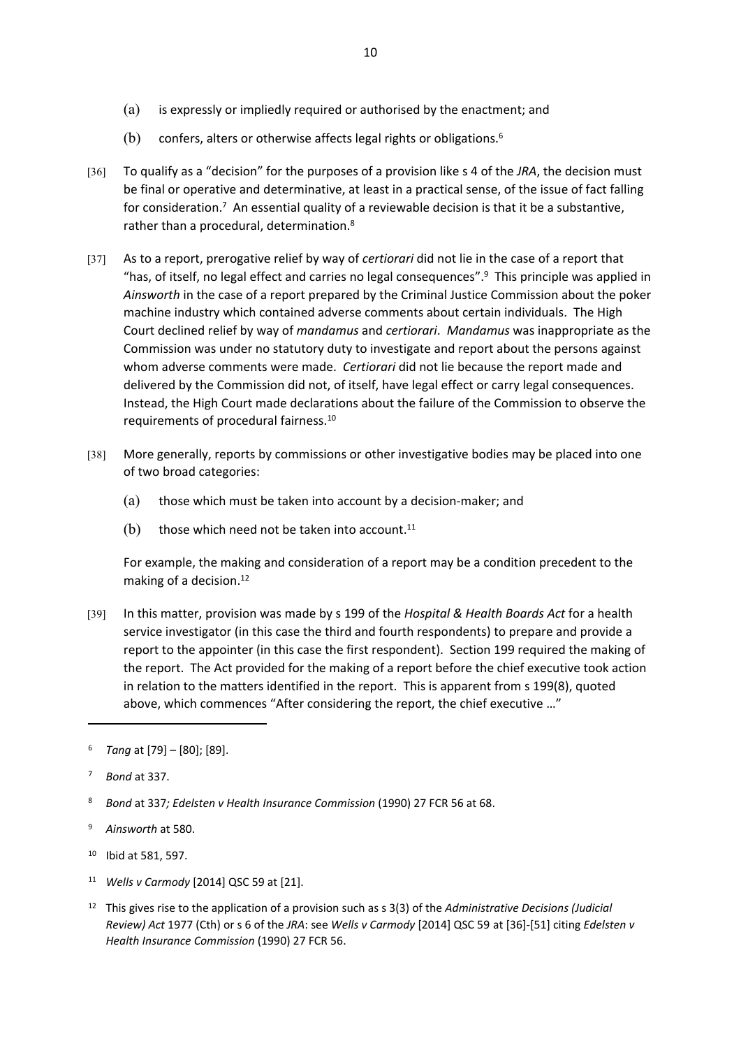(a) is expressly or impliedly required or authorised by the enactment; and

(b) confers, alters or otherwise affects legal rights or obligations.[6]

[36] To qualify as a "decision" for the purposes of a provision like s 4 of the *JRA*, the decision must be final or operative and determinative, at least in a practical sense, of the issue of fact falling for consideration.[7] An essential quality of a reviewable decision is that it be a substantive, rather than a procedural, determination.[8]

[37] As to a report, prerogative relief by way of *certiorari* did not lie in the case of a report that "has, of itself, no legal effect and carries no legal consequences".[9] This principle was applied in *Ainsworth* in the case of a report prepared by the Criminal Justice Commission about the poker machine industry which contained adverse comments about certain individuals. The High Court declined relief by way of *mandamus* and *certiorari*. *Mandamus* was inappropriate as the Commission was under no statutory duty to investigate and report about the persons against whom adverse comments were made. *Certiorari* did not lie because the report made and delivered by the Commission did not, of itself, have legal effect or carry legal consequences. Instead, the High Court made declarations about the failure of the Commission to observe the requirements of procedural fairness.[10]

[38] More generally, reports by commissions or other investigative bodies may be placed into one of two broad categories:

(a) those which must be taken into account by a decision-maker; and

(b) those which need not be taken into account.[11]

For example, the making and consideration of a report may be a condition precedent to the making of a decision.[12]

[39] In this matter, provision was made by s 199 of the *Hospital & Health Boards Act* for a health service investigator (in this case the third and fourth respondents) to prepare and provide a report to the appointer (in this case the first respondent). Section 199 required the making of the report. The Act provided for the making of a report before the chief executive took action in relation to the matters identified in the report. This is apparent from s 199(8), quoted above, which commences "After considering the report, the chief executive …"

---

[6] *Tang* at [79] – [80]; [89].

[7] *Bond* at 337.

[8] *Bond* at 337*; Edelsten v Health Insurance Commission* (1990) 27 FCR 56 at 68.

[9] *Ainsworth* at 580.

[10] Ibid at 581, 597.

[11] *Wells v Carmody* [2014] QSC 59 at [21].

[12] This gives rise to the application of a provision such as s 3(3) of the *Administrative Decisions (Judicial Review) Act* 1977 (Cth) or s 6 of the *JRA*: see *Wells v Carmody* [2014] QSC 59 at [36]-[51] citing *Edelsten v Health Insurance Commission* (1990) 27 FCR 56.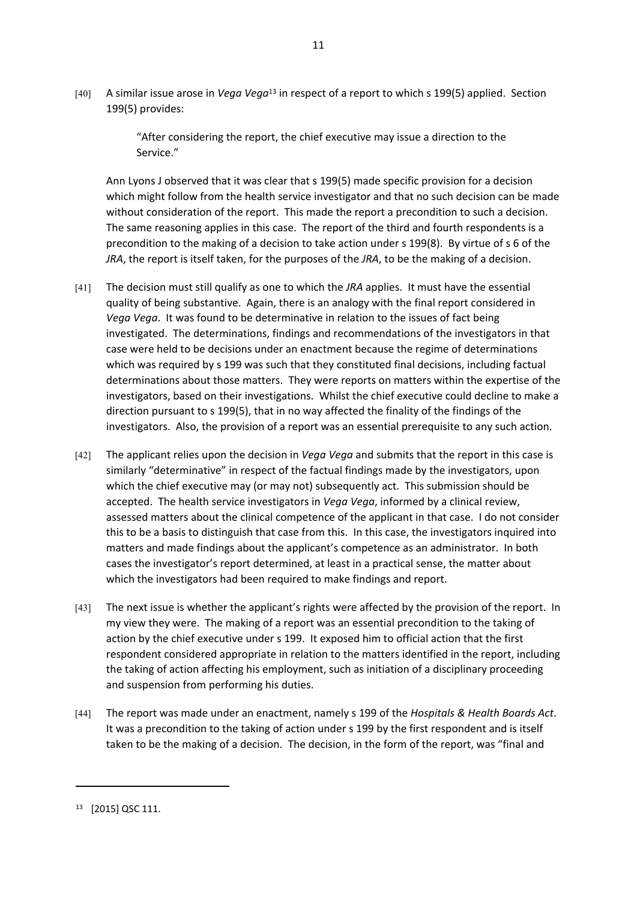[40] A similar issue arose in *Vega Vega*[13] in respect of a report to which s 199(5) applied. Section 199(5) provides:

> "After considering the report, the chief executive may issue a direction to the Service."

Ann Lyons J observed that it was clear that s 199(5) made specific provision for a decision which might follow from the health service investigator and that no such decision can be made without consideration of the report. This made the report a precondition to such a decision. The same reasoning applies in this case. The report of the third and fourth respondents is a precondition to the making of a decision to take action under s 199(8). By virtue of s 6 of the *JRA*, the report is itself taken, for the purposes of the *JRA*, to be the making of a decision.

[41] The decision must still qualify as one to which the *JRA* applies. It must have the essential quality of being substantive. Again, there is an analogy with the final report considered in *Vega Vega*. It was found to be determinative in relation to the issues of fact being investigated. The determinations, findings and recommendations of the investigators in that case were held to be decisions under an enactment because the regime of determinations which was required by s 199 was such that they constituted final decisions, including factual determinations about those matters. They were reports on matters within the expertise of the investigators, based on their investigations. Whilst the chief executive could decline to make a direction pursuant to s 199(5), that in no way affected the finality of the findings of the investigators. Also, the provision of a report was an essential prerequisite to any such action.

[42] The applicant relies upon the decision in *Vega Vega* and submits that the report in this case is similarly "determinative" in respect of the factual findings made by the investigators, upon which the chief executive may (or may not) subsequently act. This submission should be accepted. The health service investigators in *Vega Vega*, informed by a clinical review, assessed matters about the clinical competence of the applicant in that case. I do not consider this to be a basis to distinguish that case from this. In this case, the investigators inquired into matters and made findings about the applicant's competence as an administrator. In both cases the investigator's report determined, at least in a practical sense, the matter about which the investigators had been required to make findings and report.

[43] The next issue is whether the applicant's rights were affected by the provision of the report. In my view they were. The making of a report was an essential precondition to the taking of action by the chief executive under s 199. It exposed him to official action that the first respondent considered appropriate in relation to the matters identified in the report, including the taking of action affecting his employment, such as initiation of a disciplinary proceeding and suspension from performing his duties.

[44] The report was made under an enactment, namely s 199 of the *Hospitals & Health Boards Act*. It was a precondition to the taking of action under s 199 by the first respondent and is itself taken to be the making of a decision. The decision, in the form of the report, was "final and

---

[13] [2015] QSC 111.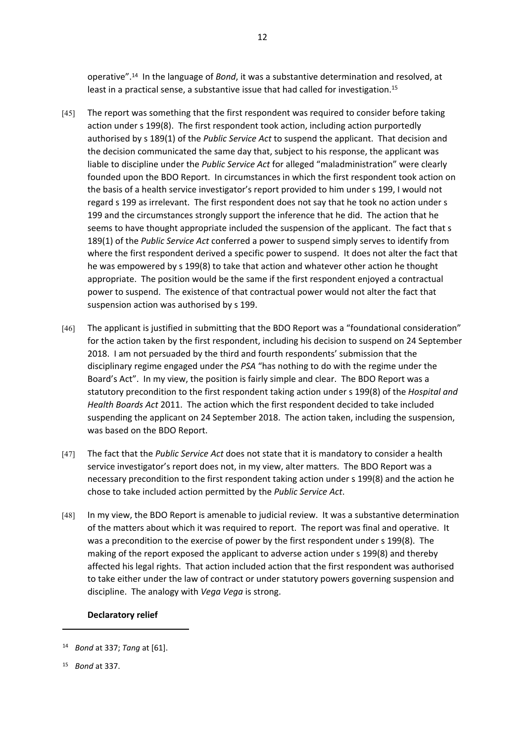operative".[14] In the language of *Bond*, it was a substantive determination and resolved, at least in a practical sense, a substantive issue that had called for investigation.[15]

[45] The report was something that the first respondent was required to consider before taking action under s 199(8). The first respondent took action, including action purportedly authorised by s 189(1) of the *Public Service Act* to suspend the applicant. That decision and the decision communicated the same day that, subject to his response, the applicant was liable to discipline under the *Public Service Act* for alleged "maladministration" were clearly founded upon the BDO Report. In circumstances in which the first respondent took action on the basis of a health service investigator's report provided to him under s 199, I would not regard s 199 as irrelevant. The first respondent does not say that he took no action under s 199 and the circumstances strongly support the inference that he did. The action that he seems to have thought appropriate included the suspension of the applicant. The fact that s 189(1) of the *Public Service Act* conferred a power to suspend simply serves to identify from where the first respondent derived a specific power to suspend. It does not alter the fact that he was empowered by s 199(8) to take that action and whatever other action he thought appropriate. The position would be the same if the first respondent enjoyed a contractual power to suspend. The existence of that contractual power would not alter the fact that suspension action was authorised by s 199.

[46] The applicant is justified in submitting that the BDO Report was a "foundational consideration" for the action taken by the first respondent, including his decision to suspend on 24 September 2018. I am not persuaded by the third and fourth respondents' submission that the disciplinary regime engaged under the *PSA* "has nothing to do with the regime under the Board's Act". In my view, the position is fairly simple and clear. The BDO Report was a statutory precondition to the first respondent taking action under s 199(8) of the *Hospital and Health Boards Act* 2011. The action which the first respondent decided to take included suspending the applicant on 24 September 2018. The action taken, including the suspension, was based on the BDO Report.

[47] The fact that the *Public Service Act* does not state that it is mandatory to consider a health service investigator's report does not, in my view, alter matters. The BDO Report was a necessary precondition to the first respondent taking action under s 199(8) and the action he chose to take included action permitted by the *Public Service Act*.

[48] In my view, the BDO Report is amenable to judicial review. It was a substantive determination of the matters about which it was required to report. The report was final and operative. It was a precondition to the exercise of power by the first respondent under s 199(8). The making of the report exposed the applicant to adverse action under s 199(8) and thereby affected his legal rights. That action included action that the first respondent was authorised to take either under the law of contract or under statutory powers governing suspension and discipline. The analogy with *Vega Vega* is strong.

**Declaratory relief**

---

[14] *Bond* at 337; *Tang* at [61].

[15] *Bond* at 337.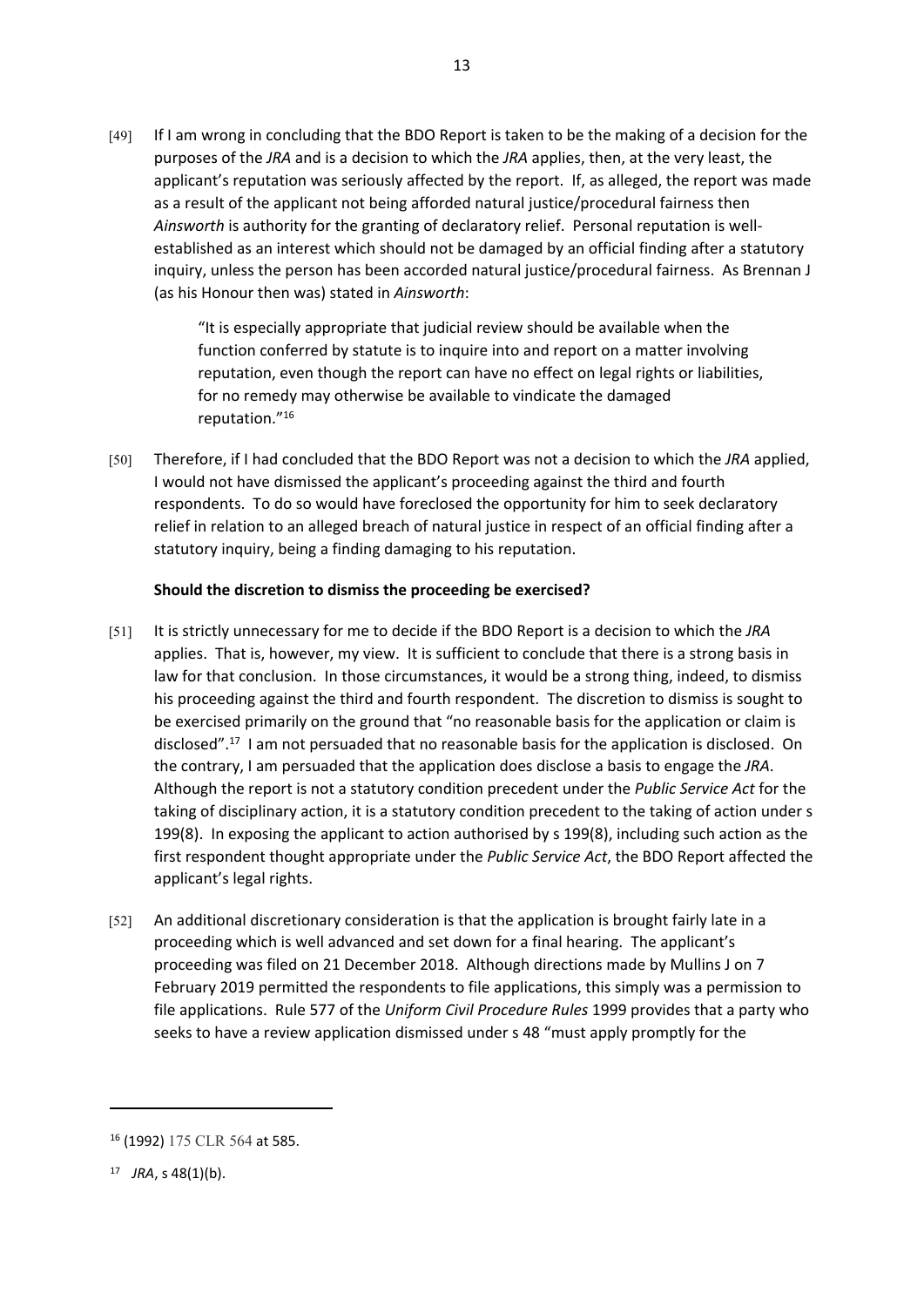[49] If I am wrong in concluding that the BDO Report is taken to be the making of a decision for the purposes of the *JRA* and is a decision to which the *JRA* applies, then, at the very least, the applicant's reputation was seriously affected by the report. If, as alleged, the report was made as a result of the applicant not being afforded natural justice/procedural fairness then *Ainsworth* is authority for the granting of declaratory relief. Personal reputation is well-established as an interest which should not be damaged by an official finding after a statutory inquiry, unless the person has been accorded natural justice/procedural fairness. As Brennan J (as his Honour then was) stated in *Ainsworth*:

> "It is especially appropriate that judicial review should be available when the function conferred by statute is to inquire into and report on a matter involving reputation, even though the report can have no effect on legal rights or liabilities, for no remedy may otherwise be available to vindicate the damaged reputation."[16]

[50] Therefore, if I had concluded that the BDO Report was not a decision to which the *JRA* applied, I would not have dismissed the applicant's proceeding against the third and fourth respondents. To do so would have foreclosed the opportunity for him to seek declaratory relief in relation to an alleged breach of natural justice in respect of an official finding after a statutory inquiry, being a finding damaging to his reputation.

**Should the discretion to dismiss the proceeding be exercised?**

[51] It is strictly unnecessary for me to decide if the BDO Report is a decision to which the *JRA* applies. That is, however, my view. It is sufficient to conclude that there is a strong basis in law for that conclusion. In those circumstances, it would be a strong thing, indeed, to dismiss his proceeding against the third and fourth respondent. The discretion to dismiss is sought to be exercised primarily on the ground that "no reasonable basis for the application or claim is disclosed".[17] I am not persuaded that no reasonable basis for the application is disclosed. On the contrary, I am persuaded that the application does disclose a basis to engage the *JRA*. Although the report is not a statutory condition precedent under the *Public Service Act* for the taking of disciplinary action, it is a statutory condition precedent to the taking of action under s 199(8). In exposing the applicant to action authorised by s 199(8), including such action as the first respondent thought appropriate under the *Public Service Act*, the BDO Report affected the applicant's legal rights.

[52] An additional discretionary consideration is that the application is brought fairly late in a proceeding which is well advanced and set down for a final hearing. The applicant's proceeding was filed on 21 December 2018. Although directions made by Mullins J on 7 February 2019 permitted the respondents to file applications, this simply was a permission to file applications. Rule 577 of the *Uniform Civil Procedure Rules* 1999 provides that a party who seeks to have a review application dismissed under s 48 "must apply promptly for the

---

[16] (1992) 175 CLR 564 at 585.

[17] *JRA*, s 48(1)(b).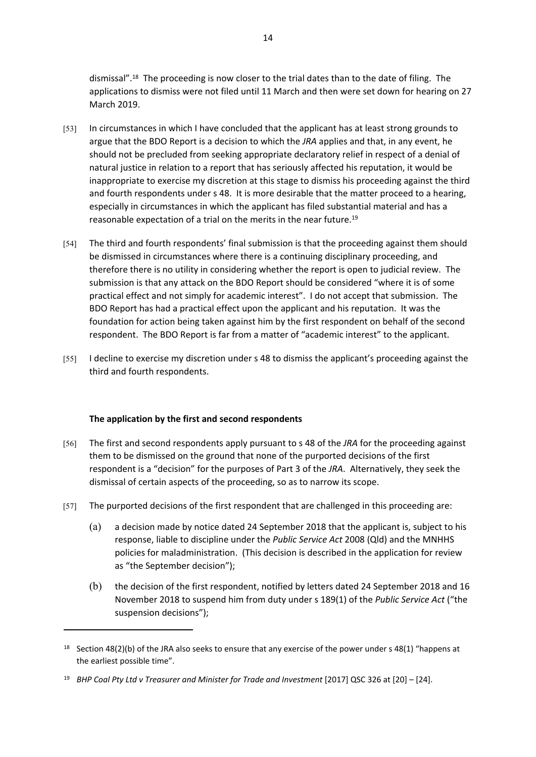dismissal".[18] The proceeding is now closer to the trial dates than to the date of filing. The applications to dismiss were not filed until 11 March and then were set down for hearing on 27 March 2019.

[53] In circumstances in which I have concluded that the applicant has at least strong grounds to argue that the BDO Report is a decision to which the *JRA* applies and that, in any event, he should not be precluded from seeking appropriate declaratory relief in respect of a denial of natural justice in relation to a report that has seriously affected his reputation, it would be inappropriate to exercise my discretion at this stage to dismiss his proceeding against the third and fourth respondents under s 48. It is more desirable that the matter proceed to a hearing, especially in circumstances in which the applicant has filed substantial material and has a reasonable expectation of a trial on the merits in the near future.[19]

[54] The third and fourth respondents' final submission is that the proceeding against them should be dismissed in circumstances where there is a continuing disciplinary proceeding, and therefore there is no utility in considering whether the report is open to judicial review. The submission is that any attack on the BDO Report should be considered "where it is of some practical effect and not simply for academic interest". I do not accept that submission. The BDO Report has had a practical effect upon the applicant and his reputation. It was the foundation for action being taken against him by the first respondent on behalf of the second respondent. The BDO Report is far from a matter of "academic interest" to the applicant.

[55] I decline to exercise my discretion under s 48 to dismiss the applicant's proceeding against the third and fourth respondents.

**The application by the first and second respondents**

[56] The first and second respondents apply pursuant to s 48 of the *JRA* for the proceeding against them to be dismissed on the ground that none of the purported decisions of the first respondent is a "decision" for the purposes of Part 3 of the *JRA*. Alternatively, they seek the dismissal of certain aspects of the proceeding, so as to narrow its scope.

[57] The purported decisions of the first respondent that are challenged in this proceeding are:

(a) a decision made by notice dated 24 September 2018 that the applicant is, subject to his response, liable to discipline under the *Public Service Act* 2008 (Qld) and the MNHHS policies for maladministration. (This decision is described in the application for review as "the September decision");

(b) the decision of the first respondent, notified by letters dated 24 September 2018 and 16 November 2018 to suspend him from duty under s 189(1) of the *Public Service Act* ("the suspension decisions");

---

[18] Section 48(2)(b) of the JRA also seeks to ensure that any exercise of the power under s 48(1) "happens at the earliest possible time".

[19] *BHP Coal Pty Ltd v Treasurer and Minister for Trade and Investment* [2017] QSC 326 at [20] – [24].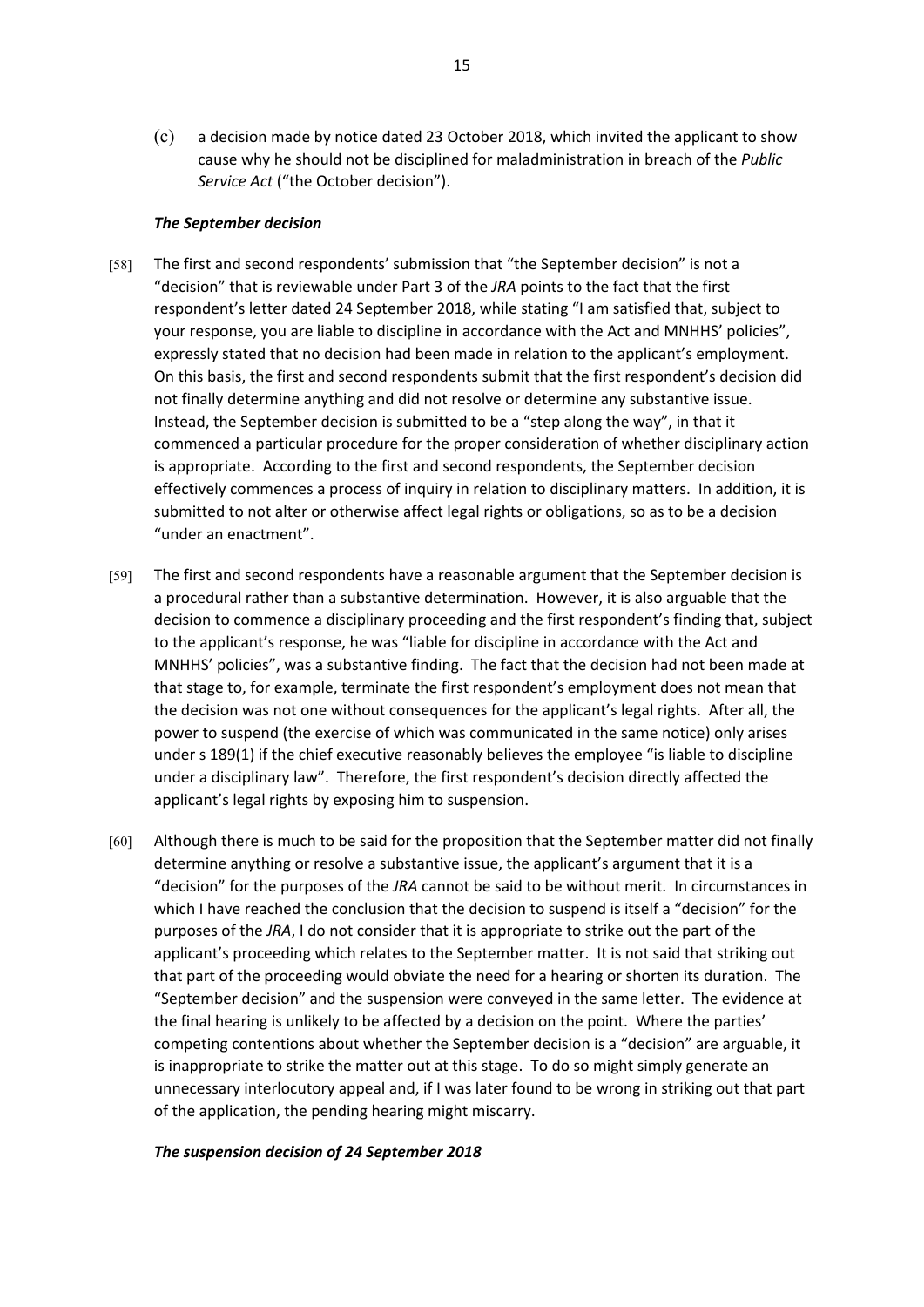(c) a decision made by notice dated 23 October 2018, which invited the applicant to show cause why he should not be disciplined for maladministration in breach of the *Public Service Act* ("the October decision").

***The September decision***

[58] The first and second respondents' submission that "the September decision" is not a "decision" that is reviewable under Part 3 of the *JRA* points to the fact that the first respondent's letter dated 24 September 2018, while stating "I am satisfied that, subject to your response, you are liable to discipline in accordance with the Act and MNHHS' policies", expressly stated that no decision had been made in relation to the applicant's employment. On this basis, the first and second respondents submit that the first respondent's decision did not finally determine anything and did not resolve or determine any substantive issue. Instead, the September decision is submitted to be a "step along the way", in that it commenced a particular procedure for the proper consideration of whether disciplinary action is appropriate. According to the first and second respondents, the September decision effectively commences a process of inquiry in relation to disciplinary matters. In addition, it is submitted to not alter or otherwise affect legal rights or obligations, so as to be a decision "under an enactment".

[59] The first and second respondents have a reasonable argument that the September decision is a procedural rather than a substantive determination. However, it is also arguable that the decision to commence a disciplinary proceeding and the first respondent's finding that, subject to the applicant's response, he was "liable for discipline in accordance with the Act and MNHHS' policies", was a substantive finding. The fact that the decision had not been made at that stage to, for example, terminate the first respondent's employment does not mean that the decision was not one without consequences for the applicant's legal rights. After all, the power to suspend (the exercise of which was communicated in the same notice) only arises under s 189(1) if the chief executive reasonably believes the employee "is liable to discipline under a disciplinary law". Therefore, the first respondent's decision directly affected the applicant's legal rights by exposing him to suspension.

[60] Although there is much to be said for the proposition that the September matter did not finally determine anything or resolve a substantive issue, the applicant's argument that it is a "decision" for the purposes of the *JRA* cannot be said to be without merit. In circumstances in which I have reached the conclusion that the decision to suspend is itself a "decision" for the purposes of the *JRA*, I do not consider that it is appropriate to strike out the part of the applicant's proceeding which relates to the September matter. It is not said that striking out that part of the proceeding would obviate the need for a hearing or shorten its duration. The "September decision" and the suspension were conveyed in the same letter. The evidence at the final hearing is unlikely to be affected by a decision on the point. Where the parties' competing contentions about whether the September decision is a "decision" are arguable, it is inappropriate to strike the matter out at this stage. To do so might simply generate an unnecessary interlocutory appeal and, if I was later found to be wrong in striking out that part of the application, the pending hearing might miscarry.

***The suspension decision of 24 September 2018***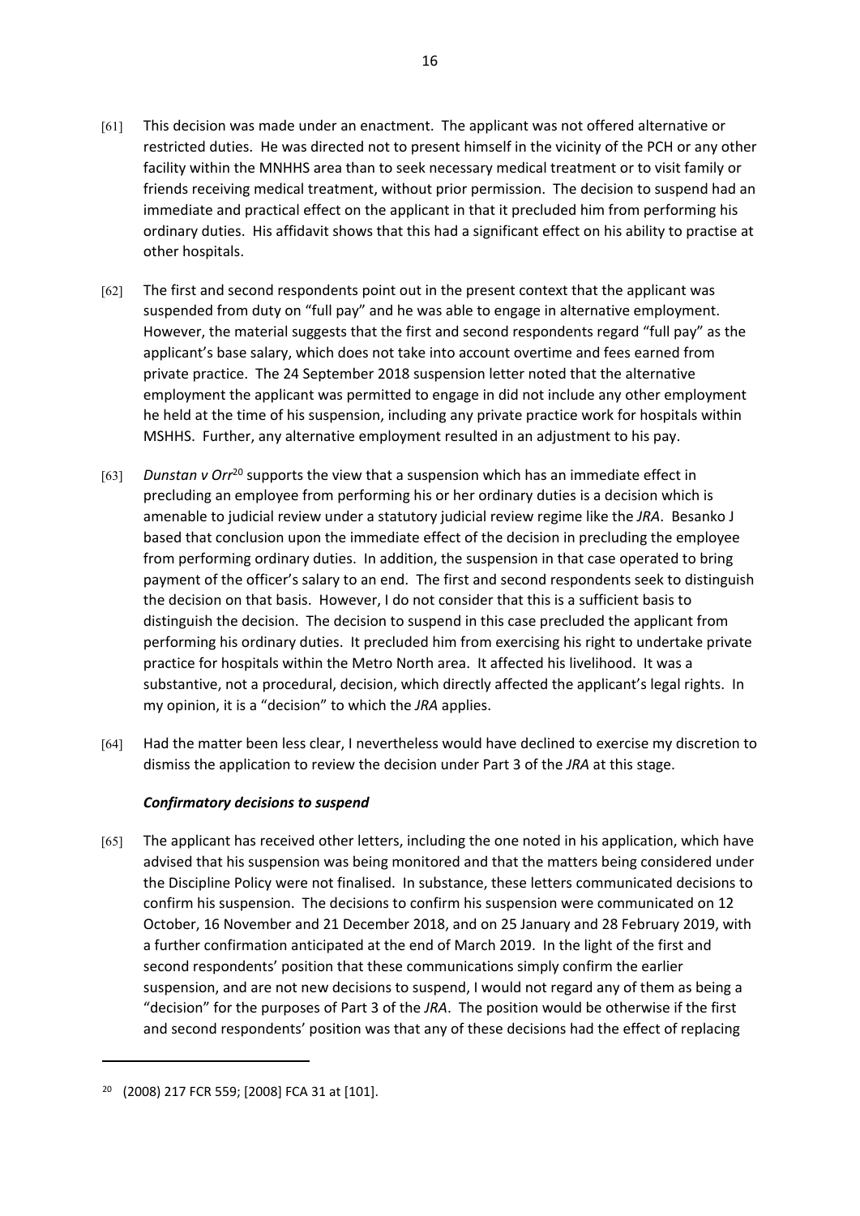[61] This decision was made under an enactment. The applicant was not offered alternative or restricted duties. He was directed not to present himself in the vicinity of the PCH or any other facility within the MNHHS area than to seek necessary medical treatment or to visit family or friends receiving medical treatment, without prior permission. The decision to suspend had an immediate and practical effect on the applicant in that it precluded him from performing his ordinary duties. His affidavit shows that this had a significant effect on his ability to practise at other hospitals.

[62] The first and second respondents point out in the present context that the applicant was suspended from duty on "full pay" and he was able to engage in alternative employment. However, the material suggests that the first and second respondents regard "full pay" as the applicant's base salary, which does not take into account overtime and fees earned from private practice. The 24 September 2018 suspension letter noted that the alternative employment the applicant was permitted to engage in did not include any other employment he held at the time of his suspension, including any private practice work for hospitals within MSHHS. Further, any alternative employment resulted in an adjustment to his pay.

[63] *Dunstan v Orr*[20] supports the view that a suspension which has an immediate effect in precluding an employee from performing his or her ordinary duties is a decision which is amenable to judicial review under a statutory judicial review regime like the *JRA*. Besanko J based that conclusion upon the immediate effect of the decision in precluding the employee from performing ordinary duties. In addition, the suspension in that case operated to bring payment of the officer's salary to an end. The first and second respondents seek to distinguish the decision on that basis. However, I do not consider that this is a sufficient basis to distinguish the decision. The decision to suspend in this case precluded the applicant from performing his ordinary duties. It precluded him from exercising his right to undertake private practice for hospitals within the Metro North area. It affected his livelihood. It was a substantive, not a procedural, decision, which directly affected the applicant's legal rights. In my opinion, it is a "decision" to which the *JRA* applies.

[64] Had the matter been less clear, I nevertheless would have declined to exercise my discretion to dismiss the application to review the decision under Part 3 of the *JRA* at this stage.

***Confirmatory decisions to suspend***

[65] The applicant has received other letters, including the one noted in his application, which have advised that his suspension was being monitored and that the matters being considered under the Discipline Policy were not finalised. In substance, these letters communicated decisions to confirm his suspension. The decisions to confirm his suspension were communicated on 12 October, 16 November and 21 December 2018, and on 25 January and 28 February 2019, with a further confirmation anticipated at the end of March 2019. In the light of the first and second respondents' position that these communications simply confirm the earlier suspension, and are not new decisions to suspend, I would not regard any of them as being a "decision" for the purposes of Part 3 of the *JRA*. The position would be otherwise if the first and second respondents' position was that any of these decisions had the effect of replacing

---

[20] (2008) 217 FCR 559; [2008] FCA 31 at [101].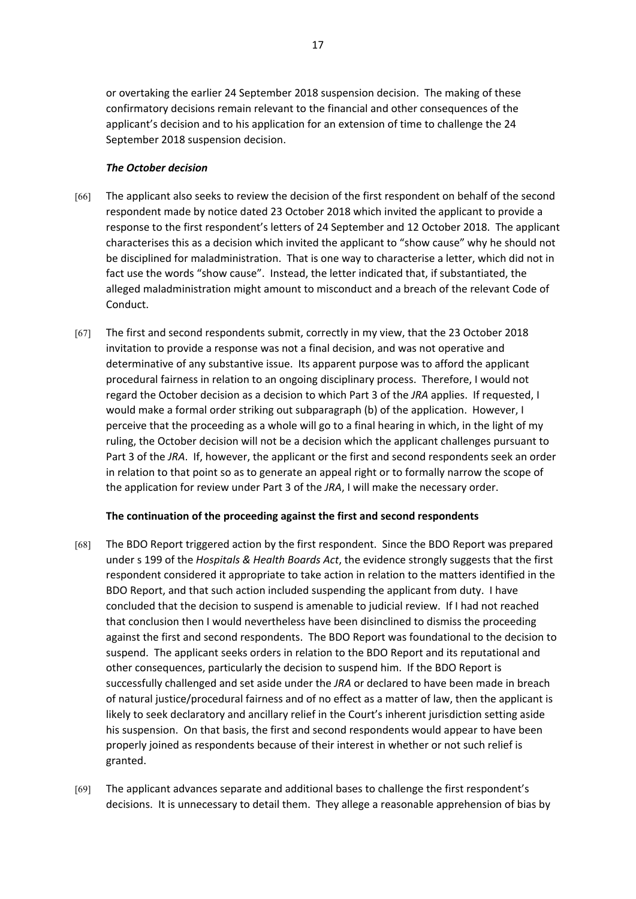or overtaking the earlier 24 September 2018 suspension decision. The making of these confirmatory decisions remain relevant to the financial and other consequences of the applicant's decision and to his application for an extension of time to challenge the 24 September 2018 suspension decision.

### ***The October decision***

[66] The applicant also seeks to review the decision of the first respondent on behalf of the second respondent made by notice dated 23 October 2018 which invited the applicant to provide a response to the first respondent's letters of 24 September and 12 October 2018. The applicant characterises this as a decision which invited the applicant to "show cause" why he should not be disciplined for maladministration. That is one way to characterise a letter, which did not in fact use the words "show cause". Instead, the letter indicated that, if substantiated, the alleged maladministration might amount to misconduct and a breach of the relevant Code of Conduct.

[67] The first and second respondents submit, correctly in my view, that the 23 October 2018 invitation to provide a response was not a final decision, and was not operative and determinative of any substantive issue. Its apparent purpose was to afford the applicant procedural fairness in relation to an ongoing disciplinary process. Therefore, I would not regard the October decision as a decision to which Part 3 of the *JRA* applies. If requested, I would make a formal order striking out subparagraph (b) of the application. However, I perceive that the proceeding as a whole will go to a final hearing in which, in the light of my ruling, the October decision will not be a decision which the applicant challenges pursuant to Part 3 of the *JRA*. If, however, the applicant or the first and second respondents seek an order in relation to that point so as to generate an appeal right or to formally narrow the scope of the application for review under Part 3 of the *JRA*, I will make the necessary order.

### **The continuation of the proceeding against the first and second respondents**

[68] The BDO Report triggered action by the first respondent. Since the BDO Report was prepared under s 199 of the *Hospitals & Health Boards Act*, the evidence strongly suggests that the first respondent considered it appropriate to take action in relation to the matters identified in the BDO Report, and that such action included suspending the applicant from duty. I have concluded that the decision to suspend is amenable to judicial review. If I had not reached that conclusion then I would nevertheless have been disinclined to dismiss the proceeding against the first and second respondents. The BDO Report was foundational to the decision to suspend. The applicant seeks orders in relation to the BDO Report and its reputational and other consequences, particularly the decision to suspend him. If the BDO Report is successfully challenged and set aside under the *JRA* or declared to have been made in breach of natural justice/procedural fairness and of no effect as a matter of law, then the applicant is likely to seek declaratory and ancillary relief in the Court's inherent jurisdiction setting aside his suspension. On that basis, the first and second respondents would appear to have been properly joined as respondents because of their interest in whether or not such relief is granted.

[69] The applicant advances separate and additional bases to challenge the first respondent's decisions. It is unnecessary to detail them. They allege a reasonable apprehension of bias by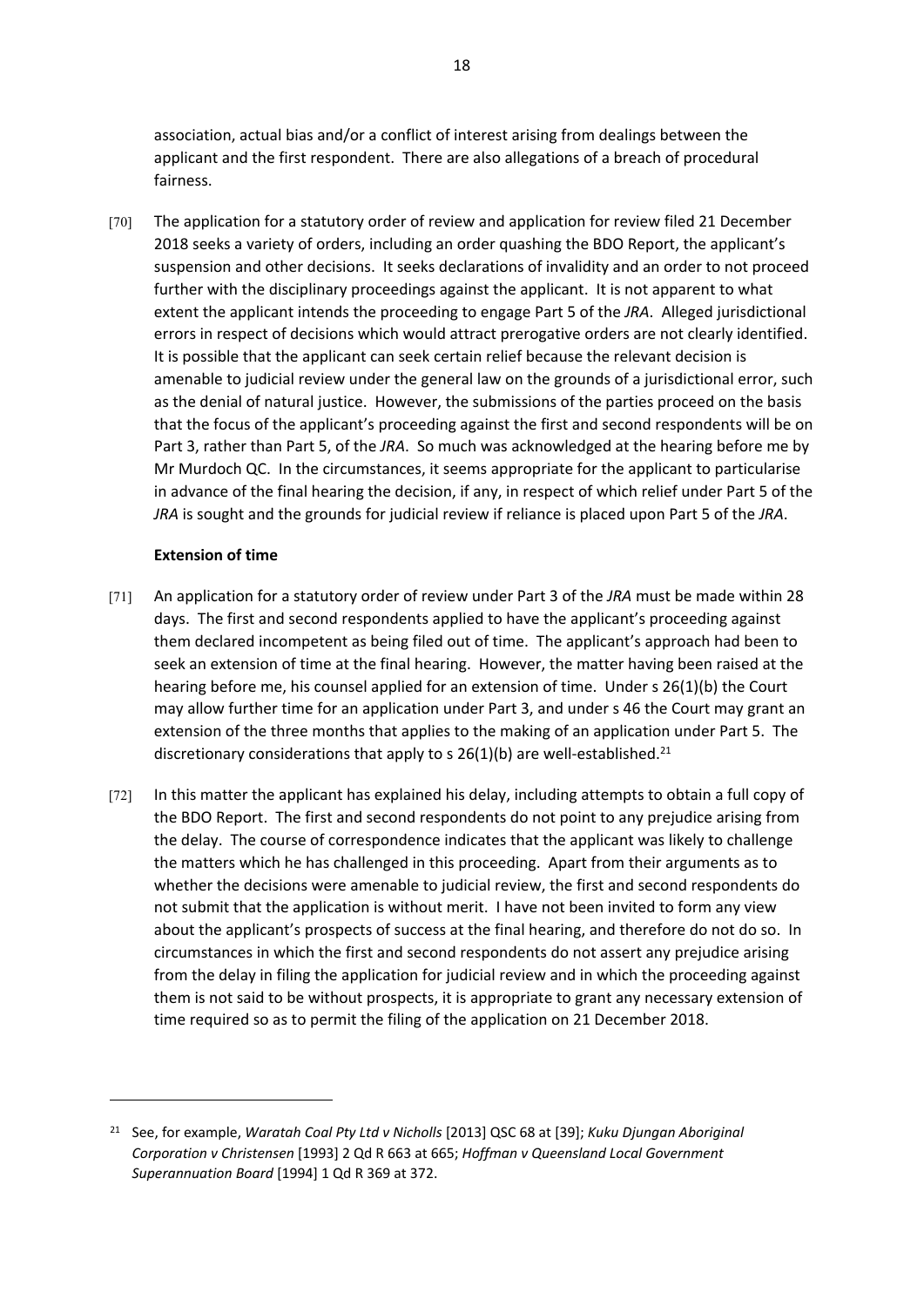association, actual bias and/or a conflict of interest arising from dealings between the applicant and the first respondent. There are also allegations of a breach of procedural fairness.

[70] The application for a statutory order of review and application for review filed 21 December 2018 seeks a variety of orders, including an order quashing the BDO Report, the applicant's suspension and other decisions. It seeks declarations of invalidity and an order to not proceed further with the disciplinary proceedings against the applicant. It is not apparent to what extent the applicant intends the proceeding to engage Part 5 of the *JRA*. Alleged jurisdictional errors in respect of decisions which would attract prerogative orders are not clearly identified. It is possible that the applicant can seek certain relief because the relevant decision is amenable to judicial review under the general law on the grounds of a jurisdictional error, such as the denial of natural justice. However, the submissions of the parties proceed on the basis that the focus of the applicant's proceeding against the first and second respondents will be on Part 3, rather than Part 5, of the *JRA*. So much was acknowledged at the hearing before me by Mr Murdoch QC. In the circumstances, it seems appropriate for the applicant to particularise in advance of the final hearing the decision, if any, in respect of which relief under Part 5 of the *JRA* is sought and the grounds for judicial review if reliance is placed upon Part 5 of the *JRA*.

## Extension of time

[71] An application for a statutory order of review under Part 3 of the *JRA* must be made within 28 days. The first and second respondents applied to have the applicant's proceeding against them declared incompetent as being filed out of time. The applicant's approach had been to seek an extension of time at the final hearing. However, the matter having been raised at the hearing before me, his counsel applied for an extension of time. Under s 26(1)(b) the Court may allow further time for an application under Part 3, and under s 46 the Court may grant an extension of the three months that applies to the making of an application under Part 5. The discretionary considerations that apply to s 26(1)(b) are well-established.[21]

[72] In this matter the applicant has explained his delay, including attempts to obtain a full copy of the BDO Report. The first and second respondents do not point to any prejudice arising from the delay. The course of correspondence indicates that the applicant was likely to challenge the matters which he has challenged in this proceeding. Apart from their arguments as to whether the decisions were amenable to judicial review, the first and second respondents do not submit that the application is without merit. I have not been invited to form any view about the applicant's prospects of success at the final hearing, and therefore do not do so. In circumstances in which the first and second respondents do not assert any prejudice arising from the delay in filing the application for judicial review and in which the proceeding against them is not said to be without prospects, it is appropriate to grant any necessary extension of time required so as to permit the filing of the application on 21 December 2018.

---

[21] See, for example, *Waratah Coal Pty Ltd v Nicholls* [2013] QSC 68 at [39]; *Kuku Djungan Aboriginal Corporation v Christensen* [1993] 2 Qd R 663 at 665; *Hoffman v Queensland Local Government Superannuation Board* [1994] 1 Qd R 369 at 372.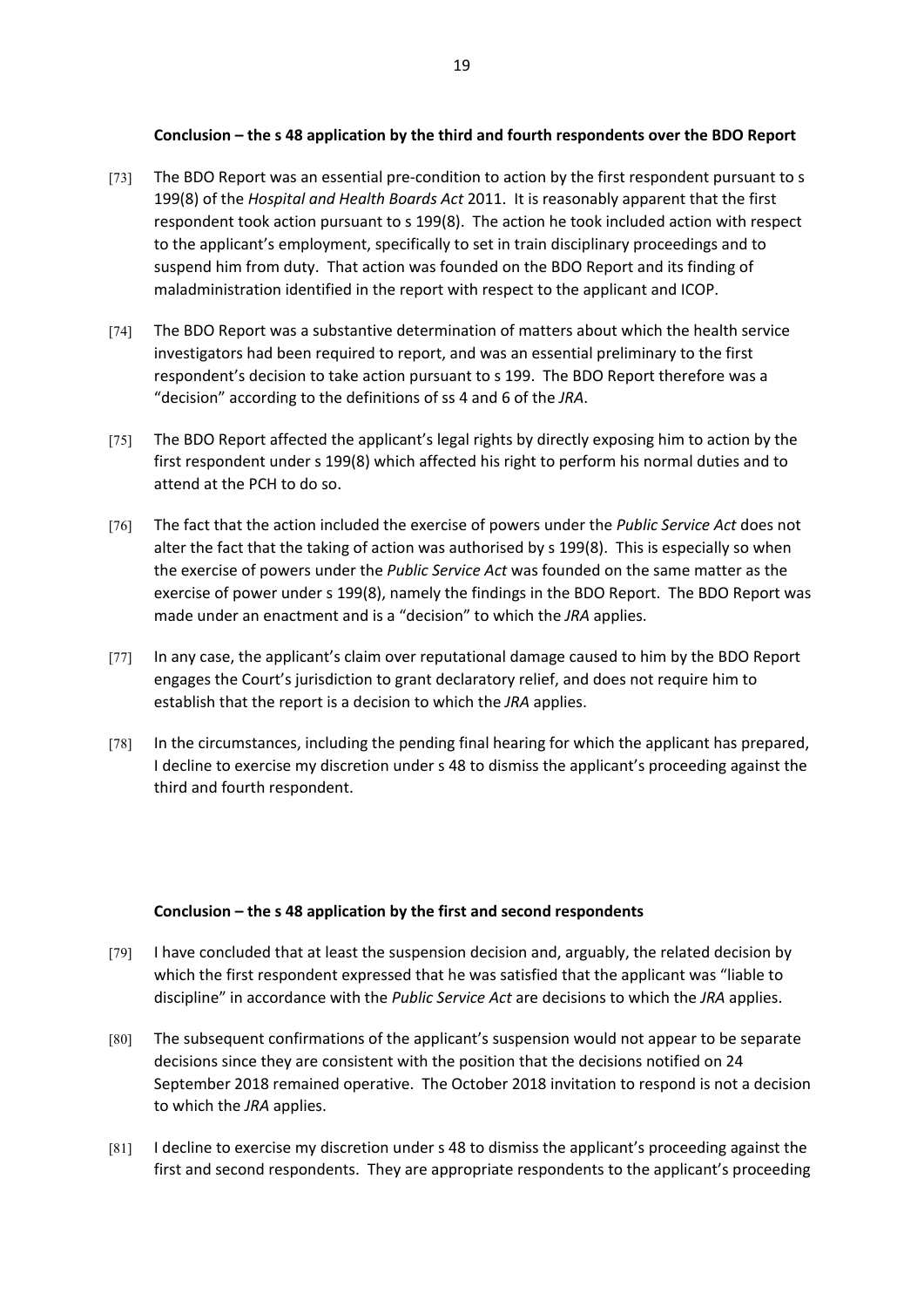**Conclusion – the s 48 application by the third and fourth respondents over the BDO Report**

[73] The BDO Report was an essential pre-condition to action by the first respondent pursuant to s 199(8) of the *Hospital and Health Boards Act* 2011. It is reasonably apparent that the first respondent took action pursuant to s 199(8). The action he took included action with respect to the applicant's employment, specifically to set in train disciplinary proceedings and to suspend him from duty. That action was founded on the BDO Report and its finding of maladministration identified in the report with respect to the applicant and ICOP.

[74] The BDO Report was a substantive determination of matters about which the health service investigators had been required to report, and was an essential preliminary to the first respondent's decision to take action pursuant to s 199. The BDO Report therefore was a "decision" according to the definitions of ss 4 and 6 of the *JRA*.

[75] The BDO Report affected the applicant's legal rights by directly exposing him to action by the first respondent under s 199(8) which affected his right to perform his normal duties and to attend at the PCH to do so.

[76] The fact that the action included the exercise of powers under the *Public Service Act* does not alter the fact that the taking of action was authorised by s 199(8). This is especially so when the exercise of powers under the *Public Service Act* was founded on the same matter as the exercise of power under s 199(8), namely the findings in the BDO Report. The BDO Report was made under an enactment and is a "decision" to which the *JRA* applies.

[77] In any case, the applicant's claim over reputational damage caused to him by the BDO Report engages the Court's jurisdiction to grant declaratory relief, and does not require him to establish that the report is a decision to which the *JRA* applies.

[78] In the circumstances, including the pending final hearing for which the applicant has prepared, I decline to exercise my discretion under s 48 to dismiss the applicant's proceeding against the third and fourth respondent.

**Conclusion – the s 48 application by the first and second respondents**

[79] I have concluded that at least the suspension decision and, arguably, the related decision by which the first respondent expressed that he was satisfied that the applicant was "liable to discipline" in accordance with the *Public Service Act* are decisions to which the *JRA* applies.

[80] The subsequent confirmations of the applicant's suspension would not appear to be separate decisions since they are consistent with the position that the decisions notified on 24 September 2018 remained operative. The October 2018 invitation to respond is not a decision to which the *JRA* applies.

[81] I decline to exercise my discretion under s 48 to dismiss the applicant's proceeding against the first and second respondents. They are appropriate respondents to the applicant's proceeding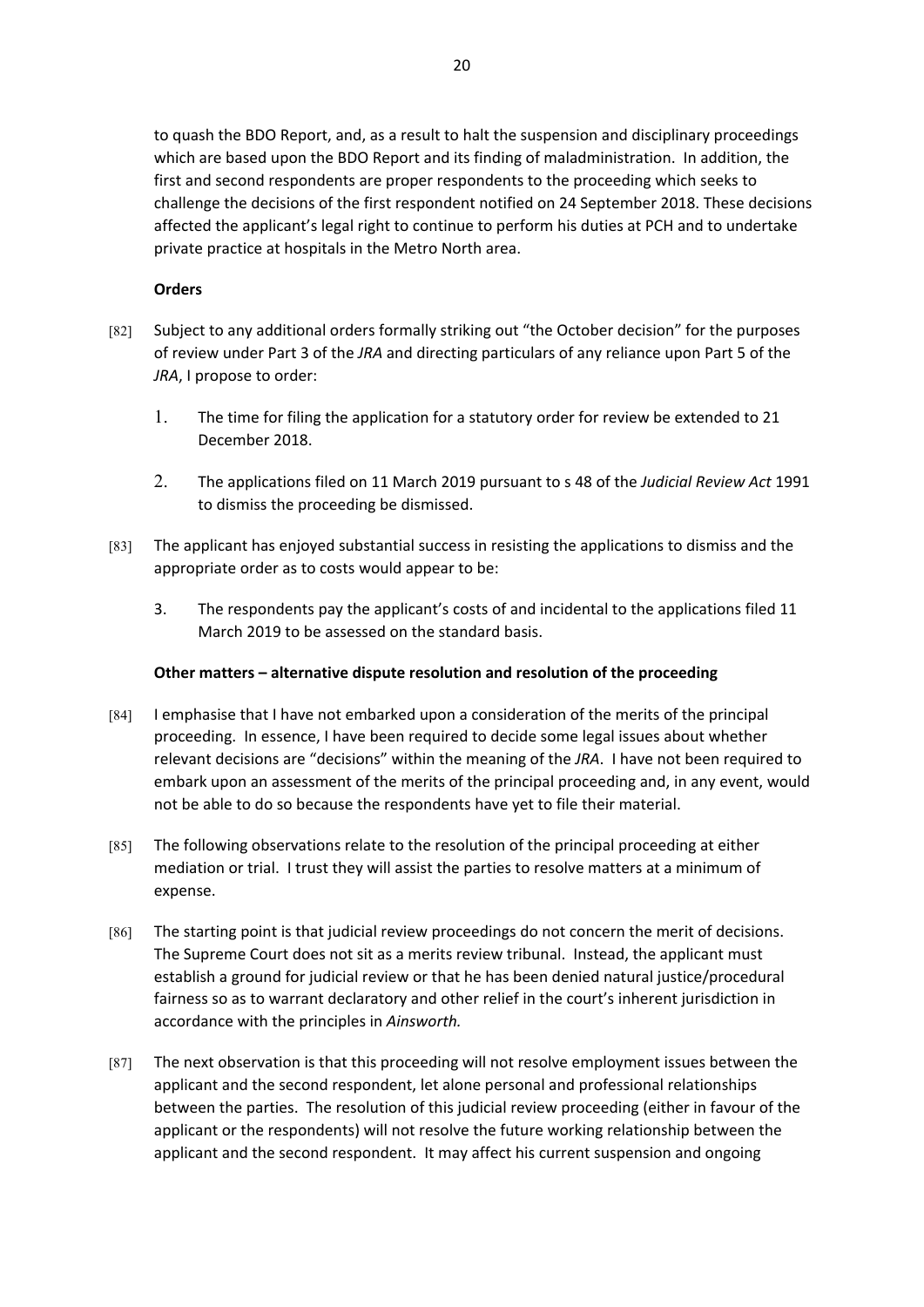to quash the BDO Report, and, as a result to halt the suspension and disciplinary proceedings which are based upon the BDO Report and its finding of maladministration. In addition, the first and second respondents are proper respondents to the proceeding which seeks to challenge the decisions of the first respondent notified on 24 September 2018. These decisions affected the applicant's legal right to continue to perform his duties at PCH and to undertake private practice at hospitals in the Metro North area.

**Orders**

[82] Subject to any additional orders formally striking out "the October decision" for the purposes of review under Part 3 of the *JRA* and directing particulars of any reliance upon Part 5 of the *JRA*, I propose to order:

1. The time for filing the application for a statutory order for review be extended to 21 December 2018.

2. The applications filed on 11 March 2019 pursuant to s 48 of the *Judicial Review Act* 1991 to dismiss the proceeding be dismissed.

[83] The applicant has enjoyed substantial success in resisting the applications to dismiss and the appropriate order as to costs would appear to be:

3. The respondents pay the applicant's costs of and incidental to the applications filed 11 March 2019 to be assessed on the standard basis.

**Other matters – alternative dispute resolution and resolution of the proceeding**

[84] I emphasise that I have not embarked upon a consideration of the merits of the principal proceeding. In essence, I have been required to decide some legal issues about whether relevant decisions are "decisions" within the meaning of the *JRA*. I have not been required to embark upon an assessment of the merits of the principal proceeding and, in any event, would not be able to do so because the respondents have yet to file their material.

[85] The following observations relate to the resolution of the principal proceeding at either mediation or trial. I trust they will assist the parties to resolve matters at a minimum of expense.

[86] The starting point is that judicial review proceedings do not concern the merit of decisions. The Supreme Court does not sit as a merits review tribunal. Instead, the applicant must establish a ground for judicial review or that he has been denied natural justice/procedural fairness so as to warrant declaratory and other relief in the court's inherent jurisdiction in accordance with the principles in *Ainsworth.*

[87] The next observation is that this proceeding will not resolve employment issues between the applicant and the second respondent, let alone personal and professional relationships between the parties. The resolution of this judicial review proceeding (either in favour of the applicant or the respondents) will not resolve the future working relationship between the applicant and the second respondent. It may affect his current suspension and ongoing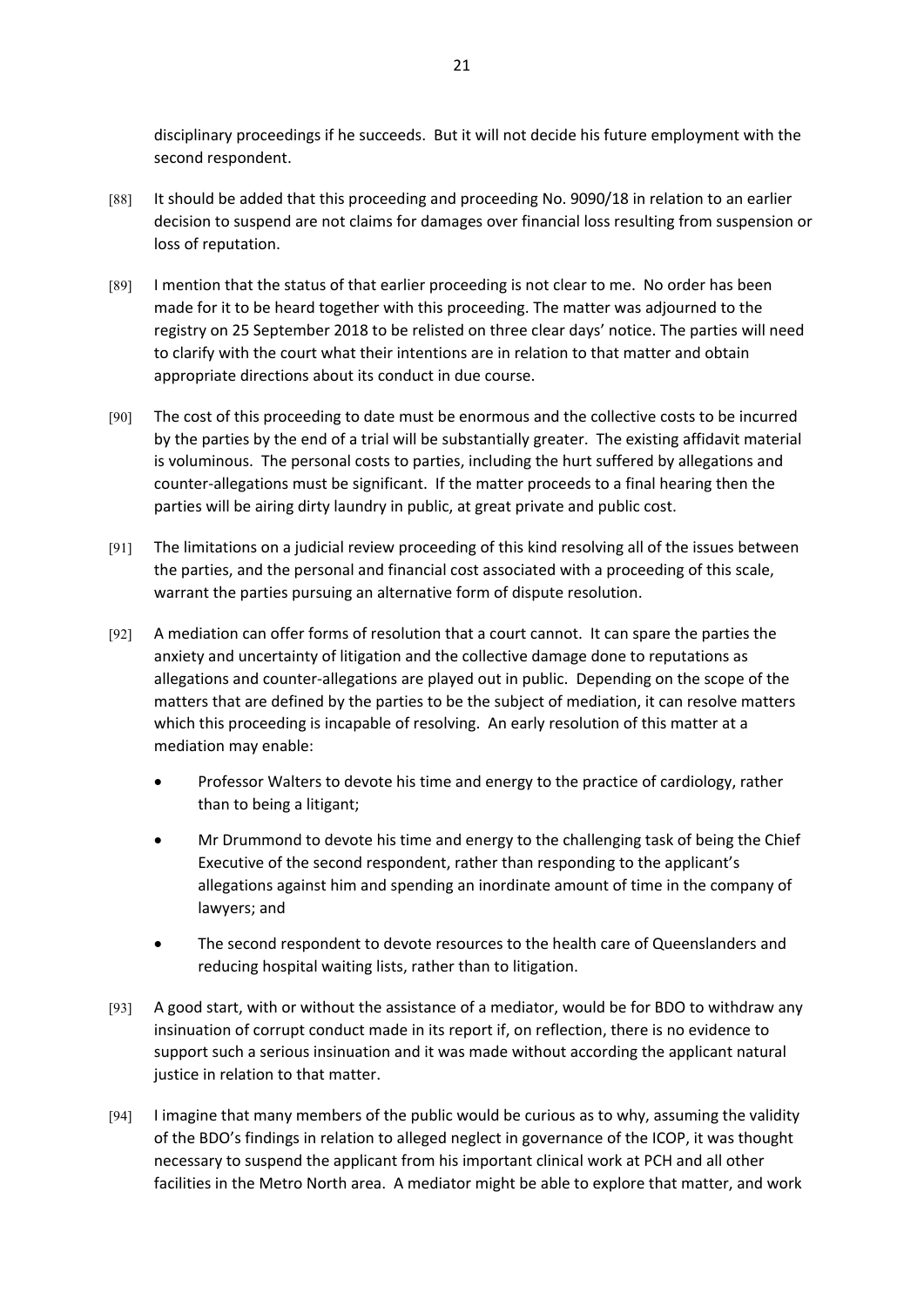disciplinary proceedings if he succeeds. But it will not decide his future employment with the second respondent.

[88] It should be added that this proceeding and proceeding No. 9090/18 in relation to an earlier decision to suspend are not claims for damages over financial loss resulting from suspension or loss of reputation.

[89] I mention that the status of that earlier proceeding is not clear to me. No order has been made for it to be heard together with this proceeding. The matter was adjourned to the registry on 25 September 2018 to be relisted on three clear days' notice. The parties will need to clarify with the court what their intentions are in relation to that matter and obtain appropriate directions about its conduct in due course.

[90] The cost of this proceeding to date must be enormous and the collective costs to be incurred by the parties by the end of a trial will be substantially greater. The existing affidavit material is voluminous. The personal costs to parties, including the hurt suffered by allegations and counter-allegations must be significant. If the matter proceeds to a final hearing then the parties will be airing dirty laundry in public, at great private and public cost.

[91] The limitations on a judicial review proceeding of this kind resolving all of the issues between the parties, and the personal and financial cost associated with a proceeding of this scale, warrant the parties pursuing an alternative form of dispute resolution.

[92] A mediation can offer forms of resolution that a court cannot. It can spare the parties the anxiety and uncertainty of litigation and the collective damage done to reputations as allegations and counter-allegations are played out in public. Depending on the scope of the matters that are defined by the parties to be the subject of mediation, it can resolve matters which this proceeding is incapable of resolving. An early resolution of this matter at a mediation may enable:

- Professor Walters to devote his time and energy to the practice of cardiology, rather than to being a litigant;
- Mr Drummond to devote his time and energy to the challenging task of being the Chief Executive of the second respondent, rather than responding to the applicant's allegations against him and spending an inordinate amount of time in the company of lawyers; and
- The second respondent to devote resources to the health care of Queenslanders and reducing hospital waiting lists, rather than to litigation.

[93] A good start, with or without the assistance of a mediator, would be for BDO to withdraw any insinuation of corrupt conduct made in its report if, on reflection, there is no evidence to support such a serious insinuation and it was made without according the applicant natural justice in relation to that matter.

[94] I imagine that many members of the public would be curious as to why, assuming the validity of the BDO's findings in relation to alleged neglect in governance of the ICOP, it was thought necessary to suspend the applicant from his important clinical work at PCH and all other facilities in the Metro North area. A mediator might be able to explore that matter, and work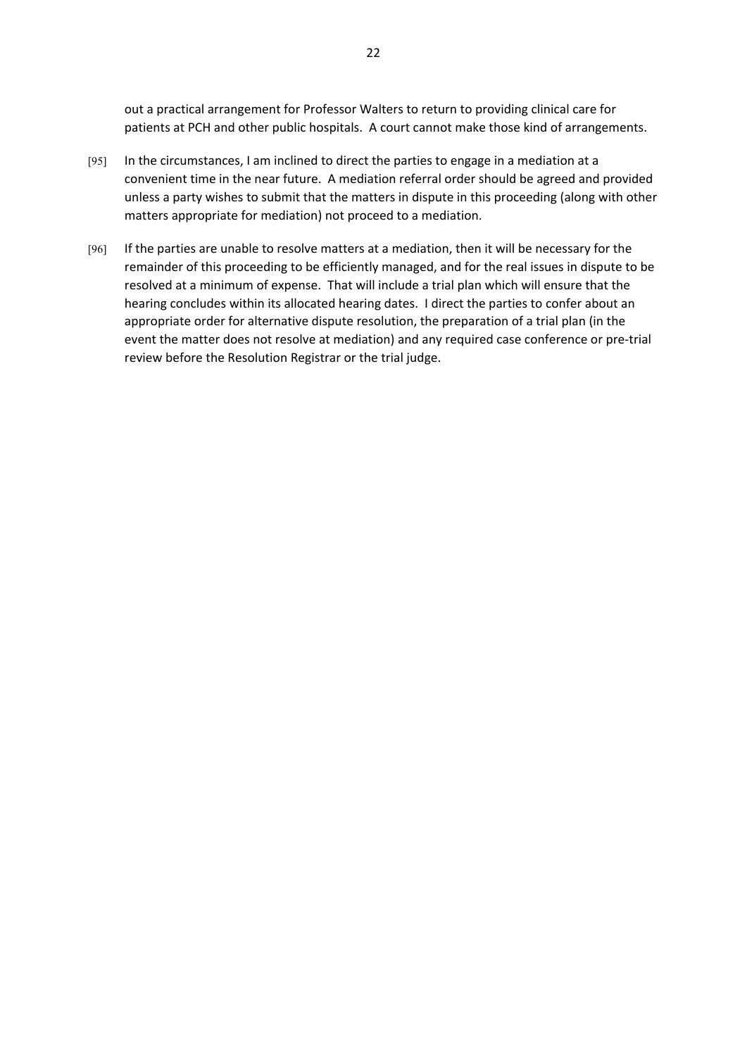out a practical arrangement for Professor Walters to return to providing clinical care for patients at PCH and other public hospitals. A court cannot make those kind of arrangements.

[95] In the circumstances, I am inclined to direct the parties to engage in a mediation at a convenient time in the near future. A mediation referral order should be agreed and provided unless a party wishes to submit that the matters in dispute in this proceeding (along with other matters appropriate for mediation) not proceed to a mediation.

[96] If the parties are unable to resolve matters at a mediation, then it will be necessary for the remainder of this proceeding to be efficiently managed, and for the real issues in dispute to be resolved at a minimum of expense. That will include a trial plan which will ensure that the hearing concludes within its allocated hearing dates. I direct the parties to confer about an appropriate order for alternative dispute resolution, the preparation of a trial plan (in the event the matter does not resolve at mediation) and any required case conference or pre-trial review before the Resolution Registrar or the trial judge.